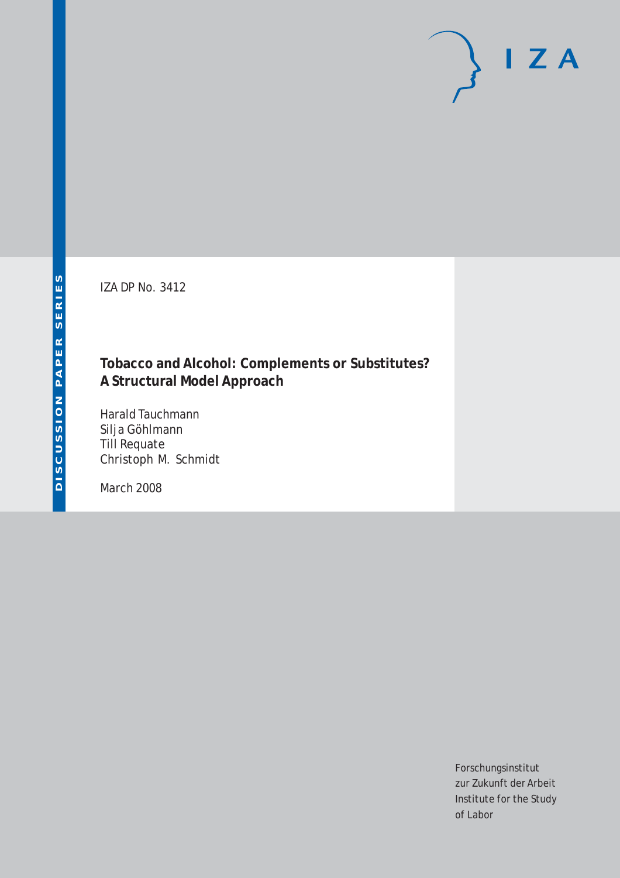IZA DP No. 3412

# Tobacco and Alcohol: Complements or Substitutes? A Structural Model Approach

Harald Tauchmann
Silja Göhlmann
Till Requate
Christoph M. Schmidt

March 2008

Forschungsinstitut
zur Zukunft der Arbeit
Institute for the Study
of Labor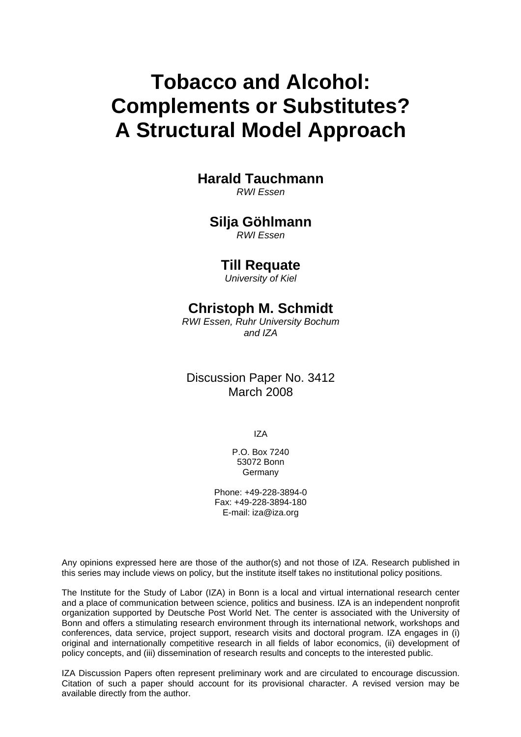# Tobacco and Alcohol: Complements or Substitutes? A Structural Model Approach

**Harald Tauchmann**
*RWI Essen*

**Silja Göhlmann**
*RWI Essen*

**Till Requate**
*University of Kiel*

**Christoph M. Schmidt**
*RWI Essen, Ruhr University Bochum and IZA*

Discussion Paper No. 3412
March 2008

IZA

P.O. Box 7240
53072 Bonn
Germany

Phone: +49-228-3894-0
Fax: +49-228-3894-180
E-mail: iza@iza.org

Any opinions expressed here are those of the author(s) and not those of IZA. Research published in this series may include views on policy, but the institute itself takes no institutional policy positions.

The Institute for the Study of Labor (IZA) in Bonn is a local and virtual international research center and a place of communication between science, politics and business. IZA is an independent nonprofit organization supported by Deutsche Post World Net. The center is associated with the University of Bonn and offers a stimulating research environment through its international network, workshops and conferences, data service, project support, research visits and doctoral program. IZA engages in (i) original and internationally competitive research in all fields of labor economics, (ii) development of policy concepts, and (iii) dissemination of research results and concepts to the interested public.

IZA Discussion Papers often represent preliminary work and are circulated to encourage discussion. Citation of such a paper should account for its provisional character. A revised version may be available directly from the author.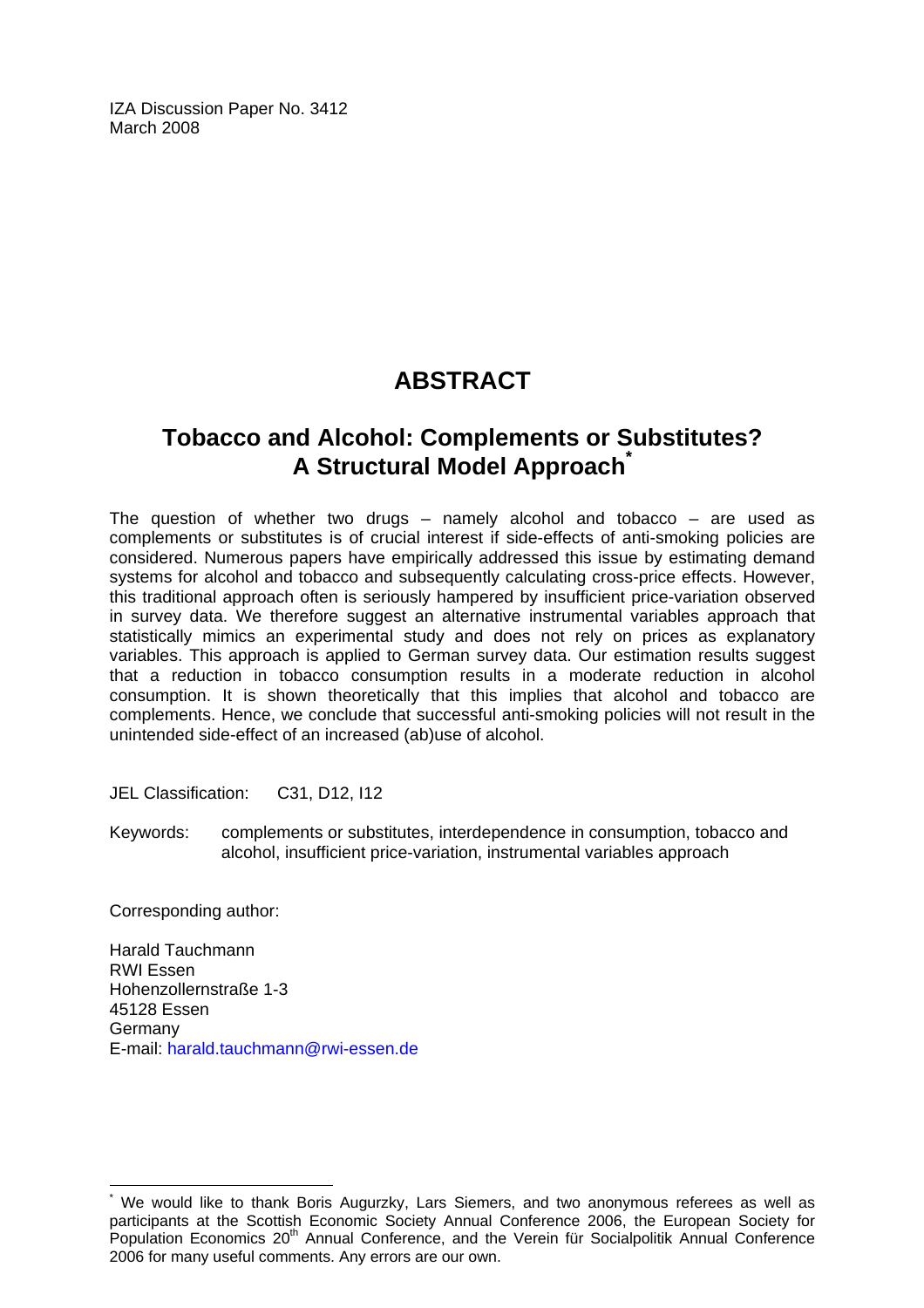IZA Discussion Paper No. 3412
March 2008

# ABSTRACT

## Tobacco and Alcohol: Complements or Substitutes? A Structural Model Approach*

The question of whether two drugs – namely alcohol and tobacco – are used as complements or substitutes is of crucial interest if side-effects of anti-smoking policies are considered. Numerous papers have empirically addressed this issue by estimating demand systems for alcohol and tobacco and subsequently calculating cross-price effects. However, this traditional approach often is seriously hampered by insufficient price-variation observed in survey data. We therefore suggest an alternative instrumental variables approach that statistically mimics an experimental study and does not rely on prices as explanatory variables. This approach is applied to German survey data. Our estimation results suggest that a reduction in tobacco consumption results in a moderate reduction in alcohol consumption. It is shown theoretically that this implies that alcohol and tobacco are complements. Hence, we conclude that successful anti-smoking policies will not result in the unintended side-effect of an increased (ab)use of alcohol.

JEL Classification: C31, D12, I12

Keywords: complements or substitutes, interdependence in consumption, tobacco and alcohol, insufficient price-variation, instrumental variables approach

Corresponding author:

Harald Tauchmann
RWI Essen
Hohenzollernstraße 1-3
45128 Essen
Germany
E-mail: harald.tauchmann@rwi-essen.de

---

* We would like to thank Boris Augurzky, Lars Siemers, and two anonymous referees as well as participants at the Scottish Economic Society Annual Conference 2006, the European Society for Population Economics 20th Annual Conference, and the Verein für Socialpolitik Annual Conference 2006 for many useful comments. Any errors are our own.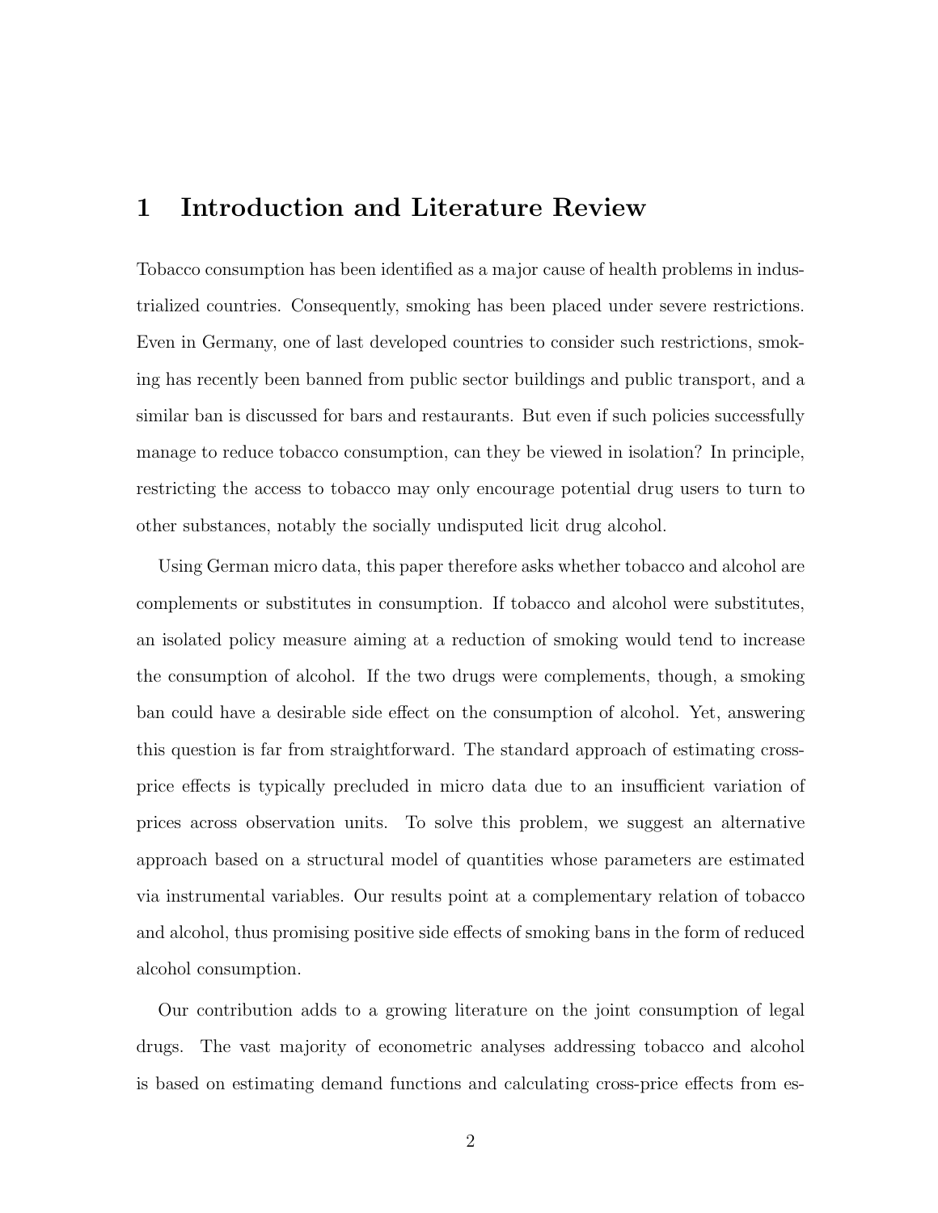# 1 Introduction and Literature Review

Tobacco consumption has been identified as a major cause of health problems in industrialized countries. Consequently, smoking has been placed under severe restrictions. Even in Germany, one of last developed countries to consider such restrictions, smoking has recently been banned from public sector buildings and public transport, and a similar ban is discussed for bars and restaurants. But even if such policies successfully manage to reduce tobacco consumption, can they be viewed in isolation? In principle, restricting the access to tobacco may only encourage potential drug users to turn to other substances, notably the socially undisputed licit drug alcohol.

Using German micro data, this paper therefore asks whether tobacco and alcohol are complements or substitutes in consumption. If tobacco and alcohol were substitutes, an isolated policy measure aiming at a reduction of smoking would tend to increase the consumption of alcohol. If the two drugs were complements, though, a smoking ban could have a desirable side effect on the consumption of alcohol. Yet, answering this question is far from straightforward. The standard approach of estimating cross-price effects is typically precluded in micro data due to an insufficient variation of prices across observation units. To solve this problem, we suggest an alternative approach based on a structural model of quantities whose parameters are estimated via instrumental variables. Our results point at a complementary relation of tobacco and alcohol, thus promising positive side effects of smoking bans in the form of reduced alcohol consumption.

Our contribution adds to a growing literature on the joint consumption of legal drugs. The vast majority of econometric analyses addressing tobacco and alcohol is based on estimating demand functions and calculating cross-price effects from es-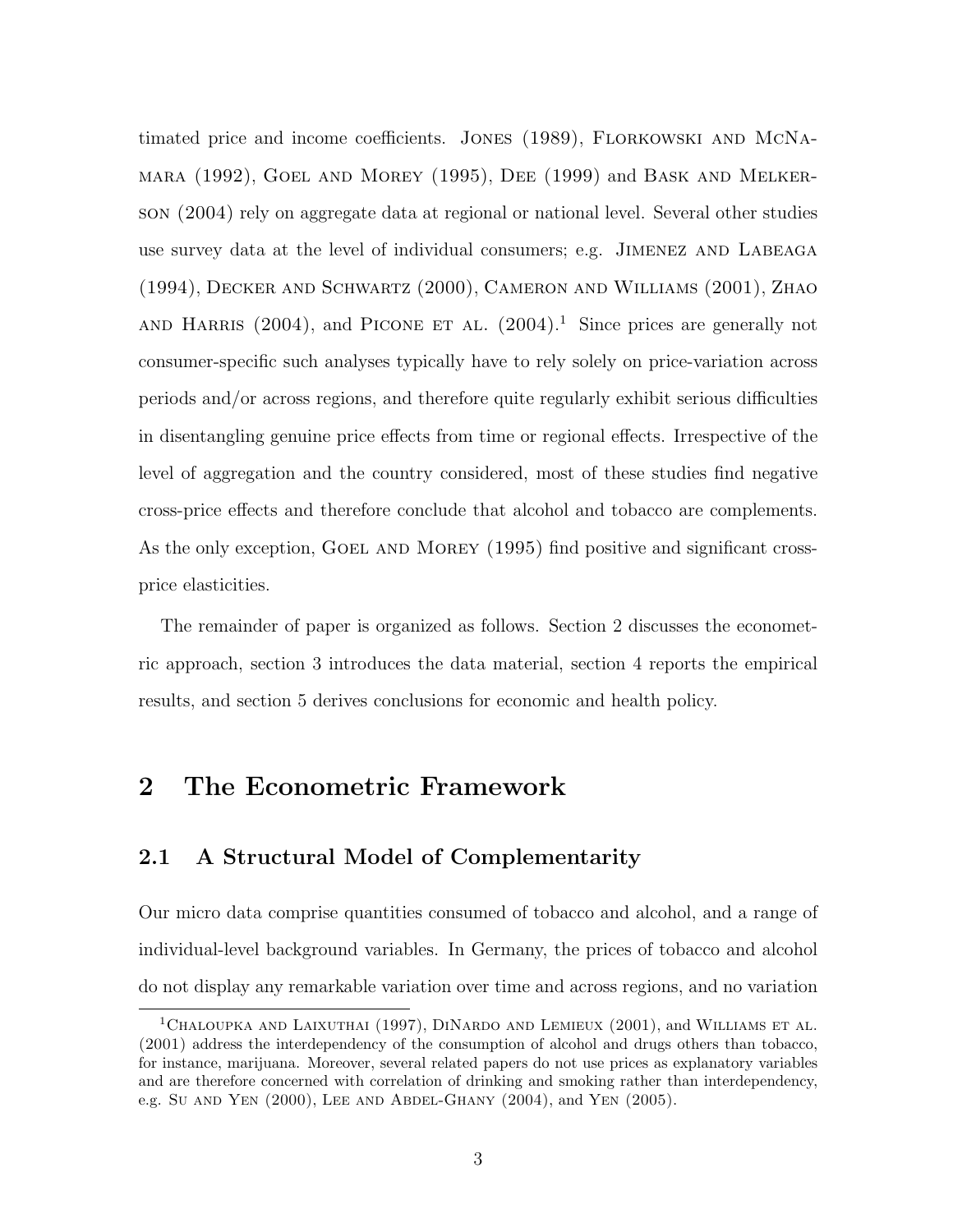timated price and income coefficients. Jones (1989), Florkowski and McNamara (1992), Goel and Morey (1995), Dee (1999) and Bask and Melkerson (2004) rely on aggregate data at regional or national level. Several other studies use survey data at the level of individual consumers; e.g. Jimenez and Labeaga (1994), Decker and Schwartz (2000), Cameron and Williams (2001), Zhao and Harris (2004), and Picone et al. (2004).[1] Since prices are generally not consumer-specific such analyses typically have to rely solely on price-variation across periods and/or across regions, and therefore quite regularly exhibit serious difficulties in disentangling genuine price effects from time or regional effects. Irrespective of the level of aggregation and the country considered, most of these studies find negative cross-price effects and therefore conclude that alcohol and tobacco are complements. As the only exception, Goel and Morey (1995) find positive and significant cross-price elasticities.

The remainder of paper is organized as follows. Section 2 discusses the econometric approach, section 3 introduces the data material, section 4 reports the empirical results, and section 5 derives conclusions for economic and health policy.

# 2 The Econometric Framework

## 2.1 A Structural Model of Complementarity

Our micro data comprise quantities consumed of tobacco and alcohol, and a range of individual-level background variables. In Germany, the prices of tobacco and alcohol do not display any remarkable variation over time and across regions, and no variation

[1] Chaloupka and Laixuthai (1997), DiNardo and Lemieux (2001), and Williams et al. (2001) address the interdependency of the consumption of alcohol and drugs others than tobacco, for instance, marijuana. Moreover, several related papers do not use prices as explanatory variables and are therefore concerned with correlation of drinking and smoking rather than interdependency, e.g. Su and Yen (2000), Lee and Abdel-Ghany (2004), and Yen (2005).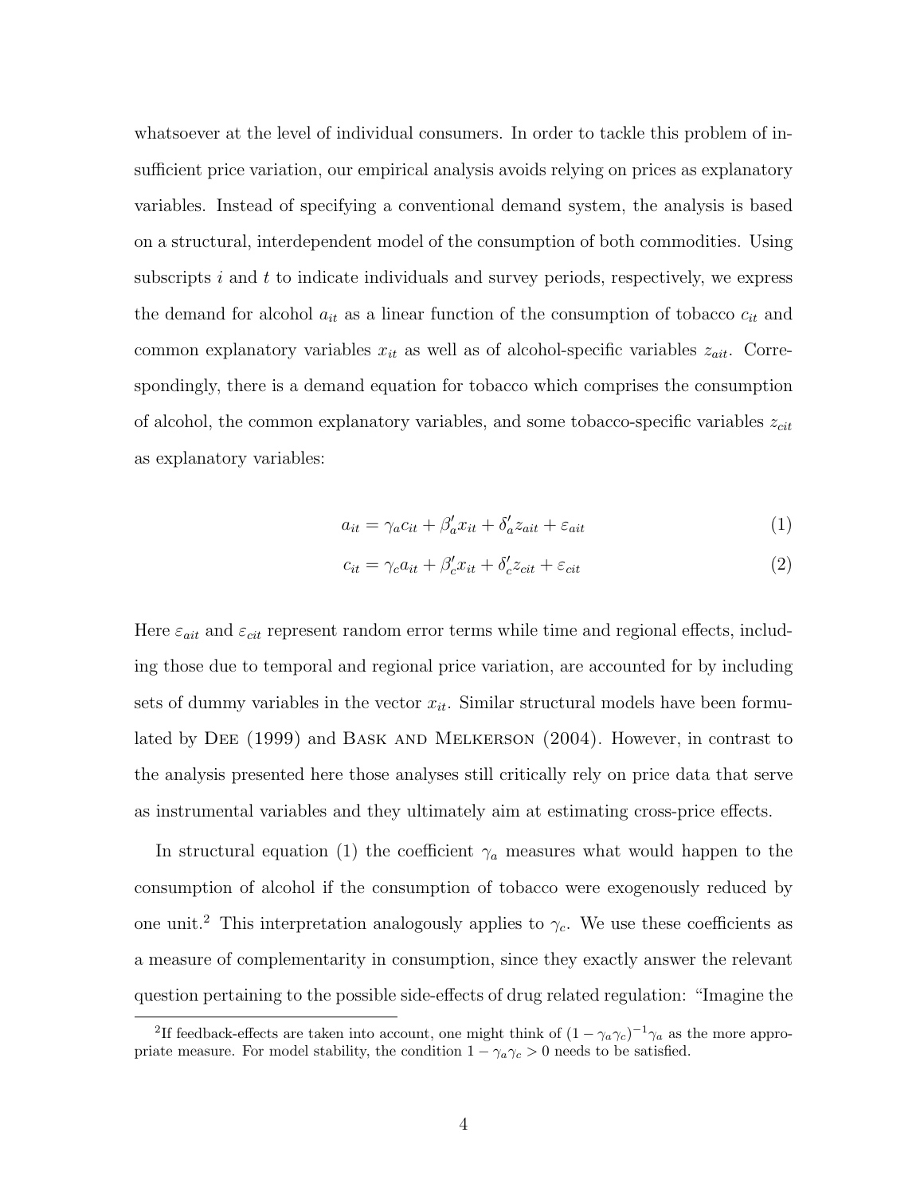whatsoever at the level of individual consumers. In order to tackle this problem of insufficient price variation, our empirical analysis avoids relying on prices as explanatory variables. Instead of specifying a conventional demand system, the analysis is based on a structural, interdependent model of the consumption of both commodities. Using subscripts $i$ and $t$ to indicate individuals and survey periods, respectively, we express the demand for alcohol $a_{it}$ as a linear function of the consumption of tobacco $c_{it}$ and common explanatory variables $x_{it}$ as well as of alcohol-specific variables $z_{ait}$. Correspondingly, there is a demand equation for tobacco which comprises the consumption of alcohol, the common explanatory variables, and some tobacco-specific variables $z_{cit}$ as explanatory variables:

$$a_{it} = \gamma_a c_{it} + \beta_a' x_{it} + \delta_a' z_{ait} + \varepsilon_{ait} \tag{1}$$

$$c_{it} = \gamma_c a_{it} + \beta_c' x_{it} + \delta_c' z_{cit} + \varepsilon_{cit} \tag{2}$$

Here $\varepsilon_{ait}$ and $\varepsilon_{cit}$ represent random error terms while time and regional effects, including those due to temporal and regional price variation, are accounted for by including sets of dummy variables in the vector $x_{it}$. Similar structural models have been formulated by Dee (1999) and Bask and Melkerson (2004). However, in contrast to the analysis presented here those analyses still critically rely on price data that serve as instrumental variables and they ultimately aim at estimating cross-price effects.

In structural equation (1) the coefficient $\gamma_a$ measures what would happen to the consumption of alcohol if the consumption of tobacco were exogenously reduced by one unit.[2] This interpretation analogously applies to $\gamma_c$. We use these coefficients as a measure of complementarity in consumption, since they exactly answer the relevant question pertaining to the possible side-effects of drug related regulation: "Imagine the

[2] If feedback-effects are taken into account, one might think of $(1 - \gamma_a\gamma_c)^{-1}\gamma_a$ as the more appropriate measure. For model stability, the condition $1 - \gamma_a\gamma_c > 0$ needs to be satisfied.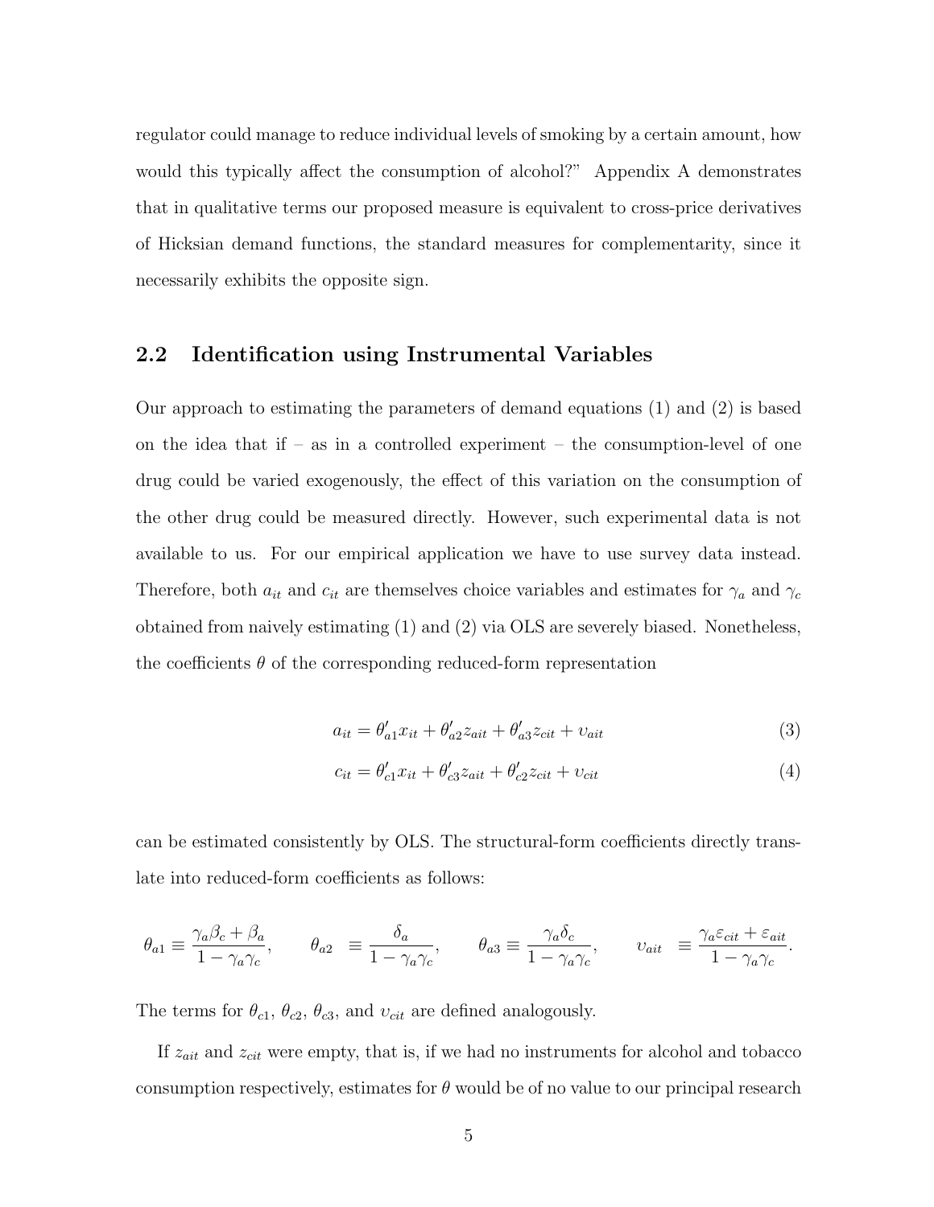regulator could manage to reduce individual levels of smoking by a certain amount, how would this typically affect the consumption of alcohol?" Appendix A demonstrates that in qualitative terms our proposed measure is equivalent to cross-price derivatives of Hicksian demand functions, the standard measures for complementarity, since it necessarily exhibits the opposite sign.

## 2.2 Identification using Instrumental Variables

Our approach to estimating the parameters of demand equations (1) and (2) is based on the idea that if – as in a controlled experiment – the consumption-level of one drug could be varied exogenously, the effect of this variation on the consumption of the other drug could be measured directly. However, such experimental data is not available to us. For our empirical application we have to use survey data instead. Therefore, both $a_{it}$ and $c_{it}$ are themselves choice variables and estimates for $\gamma_a$ and $\gamma_c$ obtained from naively estimating (1) and (2) via OLS are severely biased. Nonetheless, the coefficients $\theta$ of the corresponding reduced-form representation

$$a_{it} = \theta'_{a1} x_{it} + \theta'_{a2} z_{ait} + \theta'_{a3} z_{cit} + \upsilon_{ait} \tag{3}$$

$$c_{it} = \theta'_{c1} x_{it} + \theta'_{c3} z_{ait} + \theta'_{c2} z_{cit} + \upsilon_{cit} \tag{4}$$

can be estimated consistently by OLS. The structural-form coefficients directly translate into reduced-form coefficients as follows:

$$\theta_{a1} \equiv \frac{\gamma_a \beta_c + \beta_a}{1 - \gamma_a \gamma_c}, \qquad \theta_{a2} \equiv \frac{\delta_a}{1 - \gamma_a \gamma_c}, \qquad \theta_{a3} \equiv \frac{\gamma_a \delta_c}{1 - \gamma_a \gamma_c}, \qquad \upsilon_{ait} \equiv \frac{\gamma_a \varepsilon_{cit} + \varepsilon_{ait}}{1 - \gamma_a \gamma_c}.$$

The terms for $\theta_{c1}$, $\theta_{c2}$, $\theta_{c3}$, and $\upsilon_{cit}$ are defined analogously.

If $z_{ait}$ and $z_{cit}$ were empty, that is, if we had no instruments for alcohol and tobacco consumption respectively, estimates for $\theta$ would be of no value to our principal research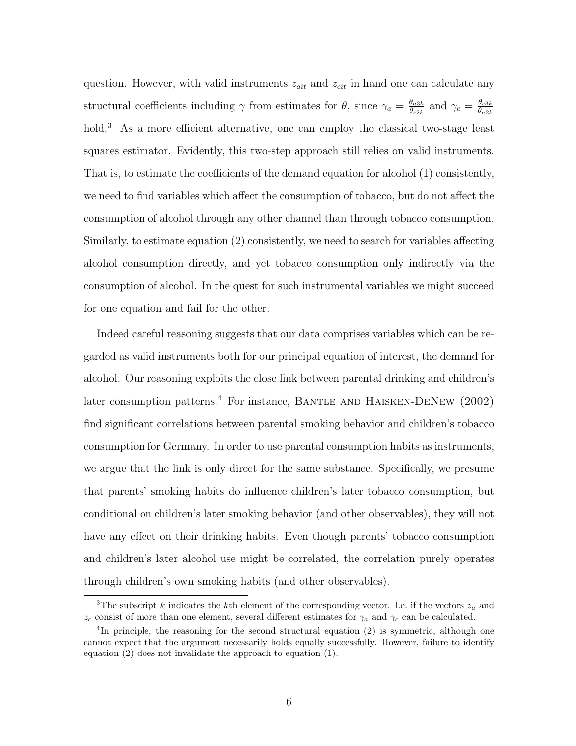question. However, with valid instruments $z_{ait}$ and $z_{cit}$ in hand one can calculate any structural coefficients including $\gamma$ from estimates for $\theta$, since $\gamma_a = \frac{\theta_{a3k}}{\theta_{c2k}}$ and $\gamma_c = \frac{\theta_{c3k}}{\theta_{a2k}}$ hold.[3] As a more efficient alternative, one can employ the classical two-stage least squares estimator. Evidently, this two-step approach still relies on valid instruments. That is, to estimate the coefficients of the demand equation for alcohol (1) consistently, we need to find variables which affect the consumption of tobacco, but do not affect the consumption of alcohol through any other channel than through tobacco consumption. Similarly, to estimate equation (2) consistently, we need to search for variables affecting alcohol consumption directly, and yet tobacco consumption only indirectly via the consumption of alcohol. In the quest for such instrumental variables we might succeed for one equation and fail for the other.

Indeed careful reasoning suggests that our data comprises variables which can be regarded as valid instruments both for our principal equation of interest, the demand for alcohol. Our reasoning exploits the close link between parental drinking and children's later consumption patterns.[4] For instance, Bantle and Haisken-DeNew (2002) find significant correlations between parental smoking behavior and children's tobacco consumption for Germany. In order to use parental consumption habits as instruments, we argue that the link is only direct for the same substance. Specifically, we presume that parents' smoking habits do influence children's later tobacco consumption, but conditional on children's later smoking behavior (and other observables), they will not have any effect on their drinking habits. Even though parents' tobacco consumption and children's later alcohol use might be correlated, the correlation purely operates through children's own smoking habits (and other observables).

[3] The subscript $k$ indicates the $k$th element of the corresponding vector. I.e. if the vectors $z_a$ and $z_c$ consist of more than one element, several different estimates for $\gamma_a$ and $\gamma_c$ can be calculated.

[4] In principle, the reasoning for the second structural equation (2) is symmetric, although one cannot expect that the argument necessarily holds equally successfully. However, failure to identify equation (2) does not invalidate the approach to equation (1).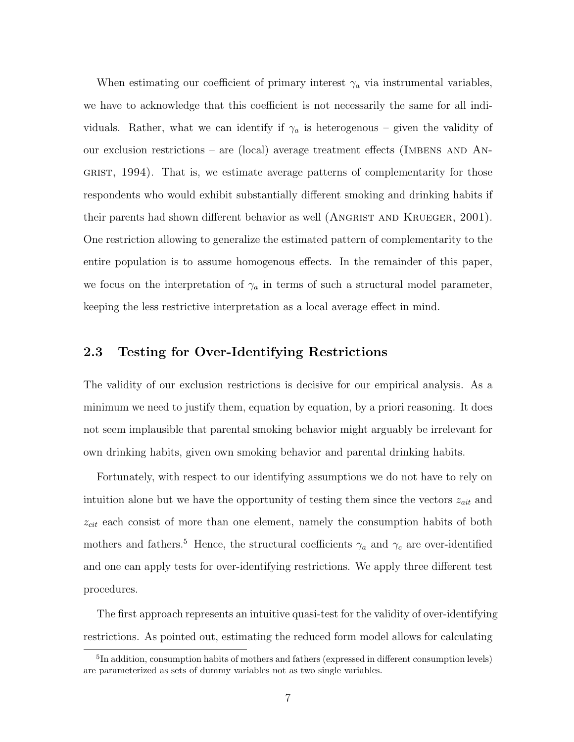When estimating our coefficient of primary interest $\gamma_a$ via instrumental variables, we have to acknowledge that this coefficient is not necessarily the same for all individuals. Rather, what we can identify if $\gamma_a$ is heterogenous – given the validity of our exclusion restrictions – are (local) average treatment effects (Imbens and Angrist, 1994). That is, we estimate average patterns of complementarity for those respondents who would exhibit substantially different smoking and drinking habits if their parents had shown different behavior as well (Angrist and Krueger, 2001). One restriction allowing to generalize the estimated pattern of complementarity to the entire population is to assume homogenous effects. In the remainder of this paper, we focus on the interpretation of $\gamma_a$ in terms of such a structural model parameter, keeping the less restrictive interpretation as a local average effect in mind.

## 2.3 Testing for Over-Identifying Restrictions

The validity of our exclusion restrictions is decisive for our empirical analysis. As a minimum we need to justify them, equation by equation, by a priori reasoning. It does not seem implausible that parental smoking behavior might arguably be irrelevant for own drinking habits, given own smoking behavior and parental drinking habits.

Fortunately, with respect to our identifying assumptions we do not have to rely on intuition alone but we have the opportunity of testing them since the vectors $z_{ait}$ and $z_{cit}$ each consist of more than one element, namely the consumption habits of both mothers and fathers.[5] Hence, the structural coefficients $\gamma_a$ and $\gamma_c$ are over-identified and one can apply tests for over-identifying restrictions. We apply three different test procedures.

The first approach represents an intuitive quasi-test for the validity of over-identifying restrictions. As pointed out, estimating the reduced form model allows for calculating

[5] In addition, consumption habits of mothers and fathers (expressed in different consumption levels) are parameterized as sets of dummy variables not as two single variables.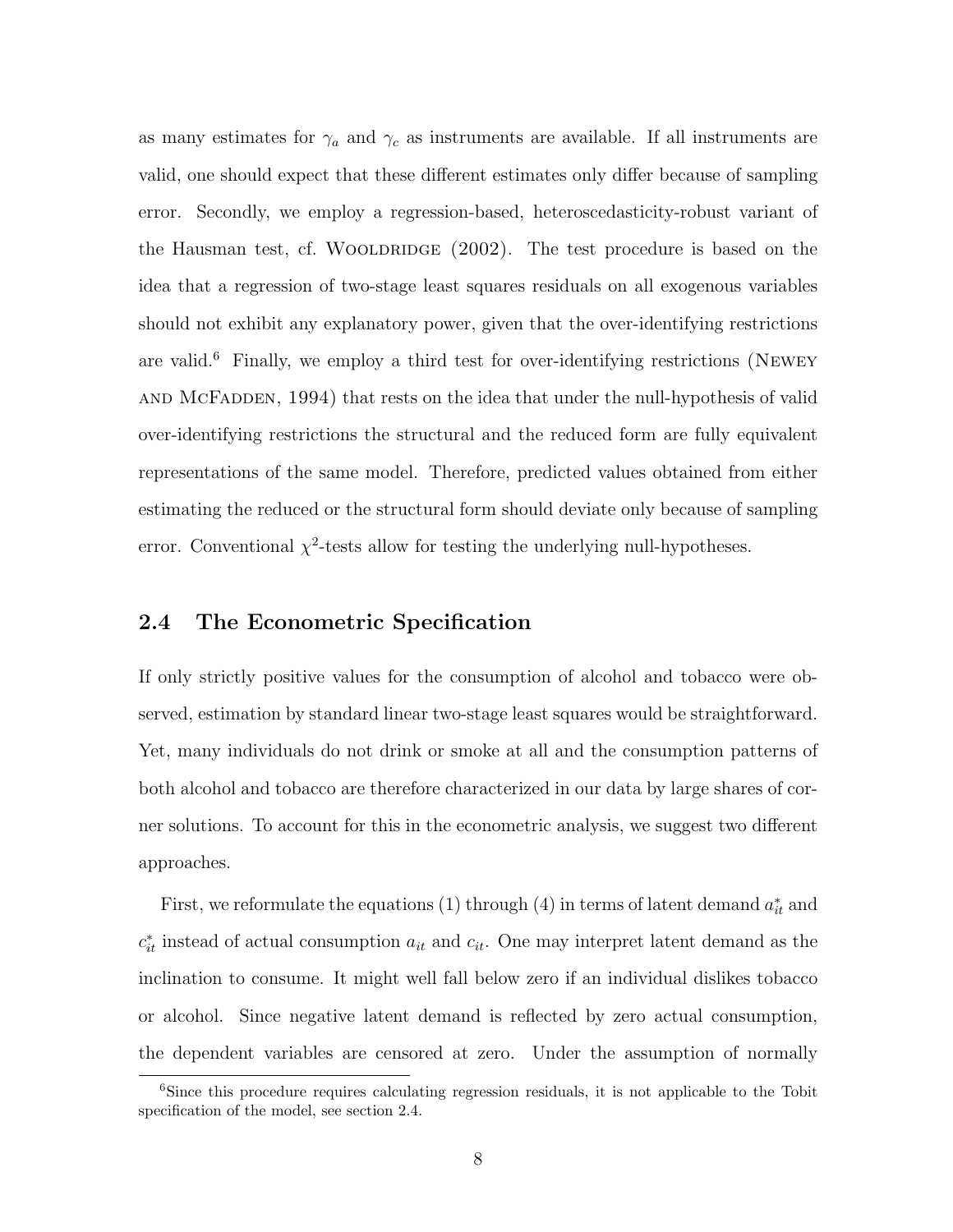as many estimates for $\gamma_a$ and $\gamma_c$ as instruments are available. If all instruments are valid, one should expect that these different estimates only differ because of sampling error. Secondly, we employ a regression-based, heteroscedasticity-robust variant of the Hausman test, cf. Wooldridge (2002). The test procedure is based on the idea that a regression of two-stage least squares residuals on all exogenous variables should not exhibit any explanatory power, given that the over-identifying restrictions are valid.[6] Finally, we employ a third test for over-identifying restrictions (Newey and McFadden, 1994) that rests on the idea that under the null-hypothesis of valid over-identifying restrictions the structural and the reduced form are fully equivalent representations of the same model. Therefore, predicted values obtained from either estimating the reduced or the structural form should deviate only because of sampling error. Conventional $\chi^2$-tests allow for testing the underlying null-hypotheses.

### 2.4 The Econometric Specification

If only strictly positive values for the consumption of alcohol and tobacco were observed, estimation by standard linear two-stage least squares would be straightforward. Yet, many individuals do not drink or smoke at all and the consumption patterns of both alcohol and tobacco are therefore characterized in our data by large shares of corner solutions. To account for this in the econometric analysis, we suggest two different approaches.

First, we reformulate the equations (1) through (4) in terms of latent demand $a^*_{it}$ and $c^*_{it}$ instead of actual consumption $a_{it}$ and $c_{it}$. One may interpret latent demand as the inclination to consume. It might well fall below zero if an individual dislikes tobacco or alcohol. Since negative latent demand is reflected by zero actual consumption, the dependent variables are censored at zero. Under the assumption of normally

[6] Since this procedure requires calculating regression residuals, it is not applicable to the Tobit specification of the model, see section 2.4.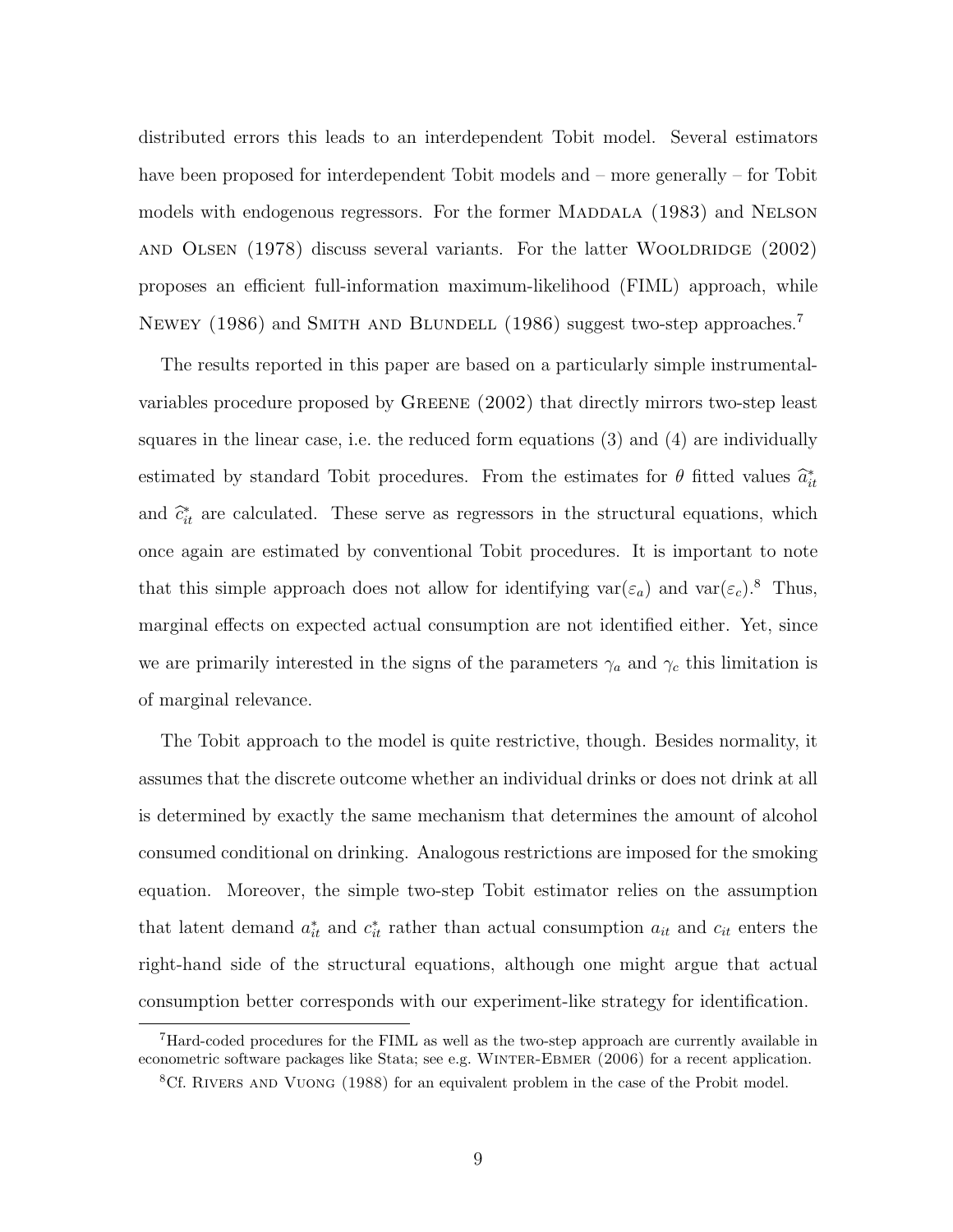distributed errors this leads to an interdependent Tobit model. Several estimators have been proposed for interdependent Tobit models and – more generally – for Tobit models with endogenous regressors. For the former MADDALA (1983) and NELSON AND OLSEN (1978) discuss several variants. For the latter WOOLDRIDGE (2002) proposes an efficient full-information maximum-likelihood (FIML) approach, while NEWEY (1986) and SMITH AND BLUNDELL (1986) suggest two-step approaches.[7]

The results reported in this paper are based on a particularly simple instrumental-variables procedure proposed by GREENE (2002) that directly mirrors two-step least squares in the linear case, i.e. the reduced form equations (3) and (4) are individually estimated by standard Tobit procedures. From the estimates for $\theta$ fitted values $\widehat{a}^*_{it}$ and $\widehat{c}^*_{it}$ are calculated. These serve as regressors in the structural equations, which once again are estimated by conventional Tobit procedures. It is important to note that this simple approach does not allow for identifying $\text{var}(\varepsilon_a)$ and $\text{var}(\varepsilon_c)$.[8] Thus, marginal effects on expected actual consumption are not identified either. Yet, since we are primarily interested in the signs of the parameters $\gamma_a$ and $\gamma_c$ this limitation is of marginal relevance.

The Tobit approach to the model is quite restrictive, though. Besides normality, it assumes that the discrete outcome whether an individual drinks or does not drink at all is determined by exactly the same mechanism that determines the amount of alcohol consumed conditional on drinking. Analogous restrictions are imposed for the smoking equation. Moreover, the simple two-step Tobit estimator relies on the assumption that latent demand $a^*_{it}$ and $c^*_{it}$ rather than actual consumption $a_{it}$ and $c_{it}$ enters the right-hand side of the structural equations, although one might argue that actual consumption better corresponds with our experiment-like strategy for identification.

---

[7] Hard-coded procedures for the FIML as well as the two-step approach are currently available in econometric software packages like Stata; see e.g. WINTER-EBMER (2006) for a recent application.

[8] Cf. RIVERS AND VUONG (1988) for an equivalent problem in the case of the Probit model.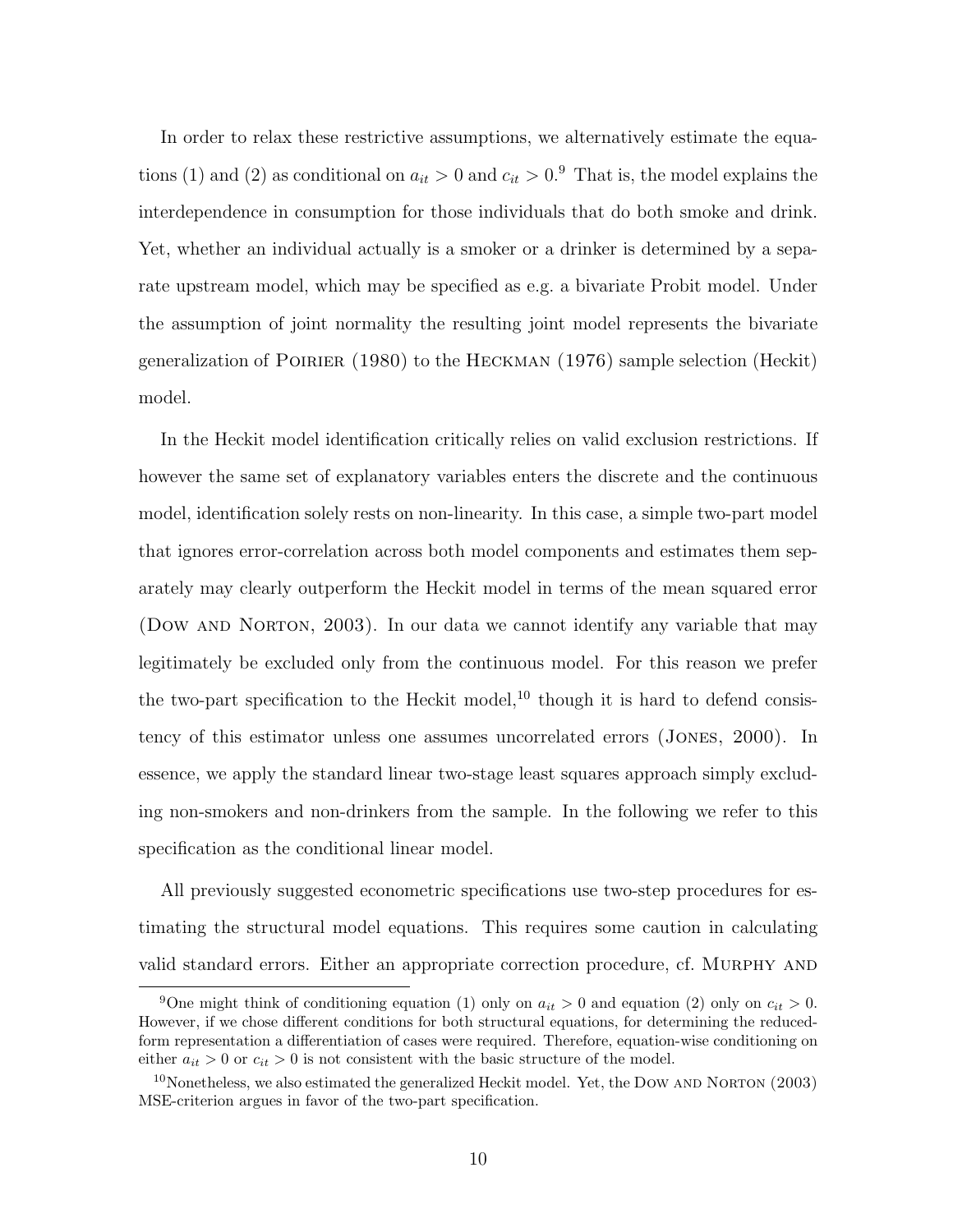In order to relax these restrictive assumptions, we alternatively estimate the equations (1) and (2) as conditional on $a_{it} > 0$ and $c_{it} > 0$.[9] That is, the model explains the interdependence in consumption for those individuals that do both smoke and drink. Yet, whether an individual actually is a smoker or a drinker is determined by a separate upstream model, which may be specified as e.g. a bivariate Probit model. Under the assumption of joint normality the resulting joint model represents the bivariate generalization of POIRIER (1980) to the HECKMAN (1976) sample selection (Heckit) model.

In the Heckit model identification critically relies on valid exclusion restrictions. If however the same set of explanatory variables enters the discrete and the continuous model, identification solely rests on non-linearity. In this case, a simple two-part model that ignores error-correlation across both model components and estimates them separately may clearly outperform the Heckit model in terms of the mean squared error (DOW AND NORTON, 2003). In our data we cannot identify any variable that may legitimately be excluded only from the continuous model. For this reason we prefer the two-part specification to the Heckit model,[10] though it is hard to defend consistency of this estimator unless one assumes uncorrelated errors (JONES, 2000). In essence, we apply the standard linear two-stage least squares approach simply excluding non-smokers and non-drinkers from the sample. In the following we refer to this specification as the conditional linear model.

All previously suggested econometric specifications use two-step procedures for estimating the structural model equations. This requires some caution in calculating valid standard errors. Either an appropriate correction procedure, cf. MURPHY AND

[9] One might think of conditioning equation (1) only on $a_{it} > 0$ and equation (2) only on $c_{it} > 0$. However, if we chose different conditions for both structural equations, for determining the reduced-form representation a differentiation of cases were required. Therefore, equation-wise conditioning on either $a_{it} > 0$ or $c_{it} > 0$ is not consistent with the basic structure of the model.

[10] Nonetheless, we also estimated the generalized Heckit model. Yet, the DOW AND NORTON (2003) MSE-criterion argues in favor of the two-part specification.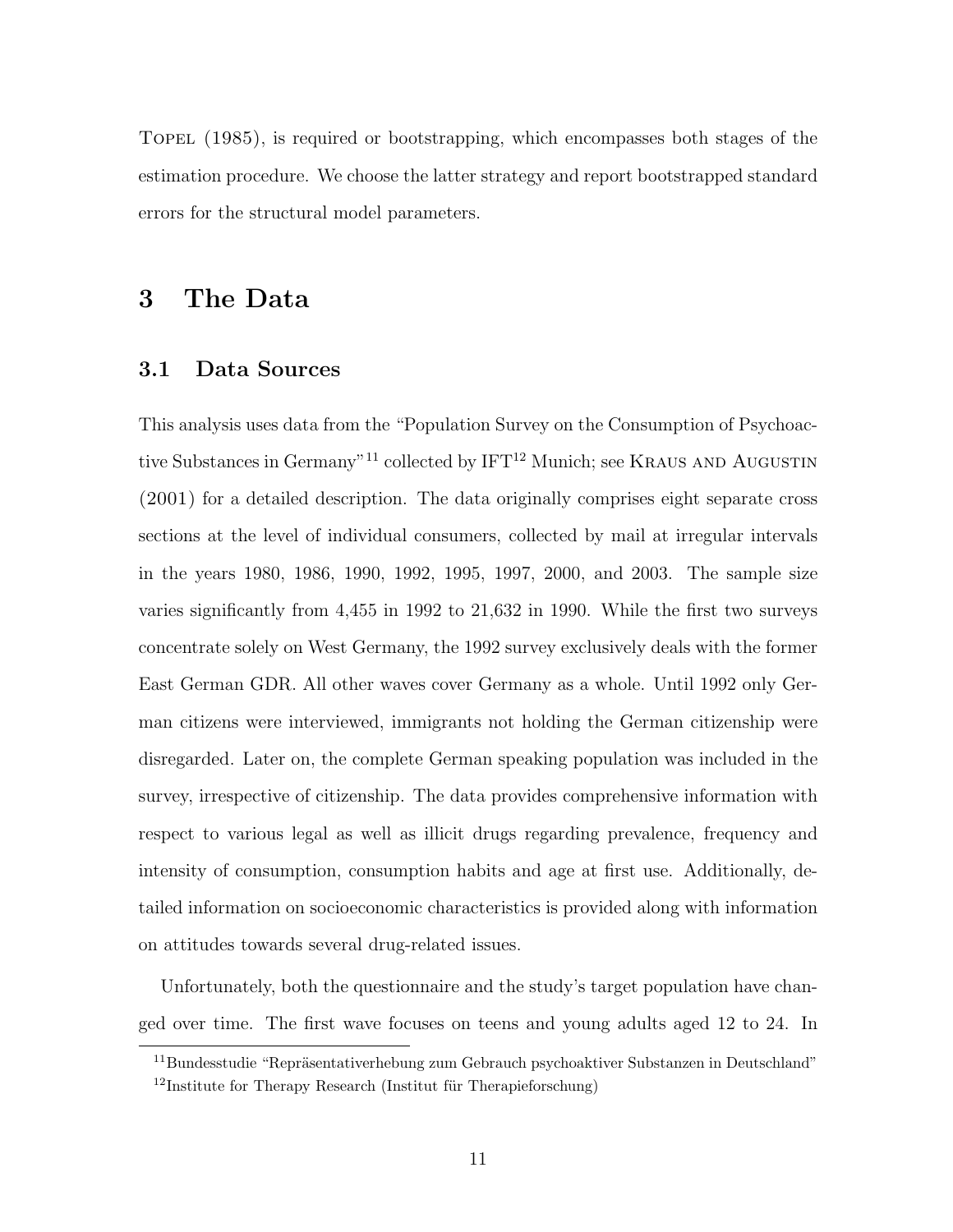Topel (1985), is required or bootstrapping, which encompasses both stages of the estimation procedure. We choose the latter strategy and report bootstrapped standard errors for the structural model parameters.

# 3 The Data

## 3.1 Data Sources

This analysis uses data from the "Population Survey on the Consumption of Psychoactive Substances in Germany"[11] collected by IFT[12] Munich; see Kraus and Augustin (2001) for a detailed description. The data originally comprises eight separate cross sections at the level of individual consumers, collected by mail at irregular intervals in the years 1980, 1986, 1990, 1992, 1995, 1997, 2000, and 2003. The sample size varies significantly from 4,455 in 1992 to 21,632 in 1990. While the first two surveys concentrate solely on West Germany, the 1992 survey exclusively deals with the former East German GDR. All other waves cover Germany as a whole. Until 1992 only German citizens were interviewed, immigrants not holding the German citizenship were disregarded. Later on, the complete German speaking population was included in the survey, irrespective of citizenship. The data provides comprehensive information with respect to various legal as well as illicit drugs regarding prevalence, frequency and intensity of consumption, consumption habits and age at first use. Additionally, detailed information on socioeconomic characteristics is provided along with information on attitudes towards several drug-related issues.

Unfortunately, both the questionnaire and the study's target population have changed over time. The first wave focuses on teens and young adults aged 12 to 24. In

[11] Bundesstudie "Repräsentativerhebung zum Gebrauch psychoaktiver Substanzen in Deutschland"

[12] Institute for Therapy Research (Institut für Therapieforschung)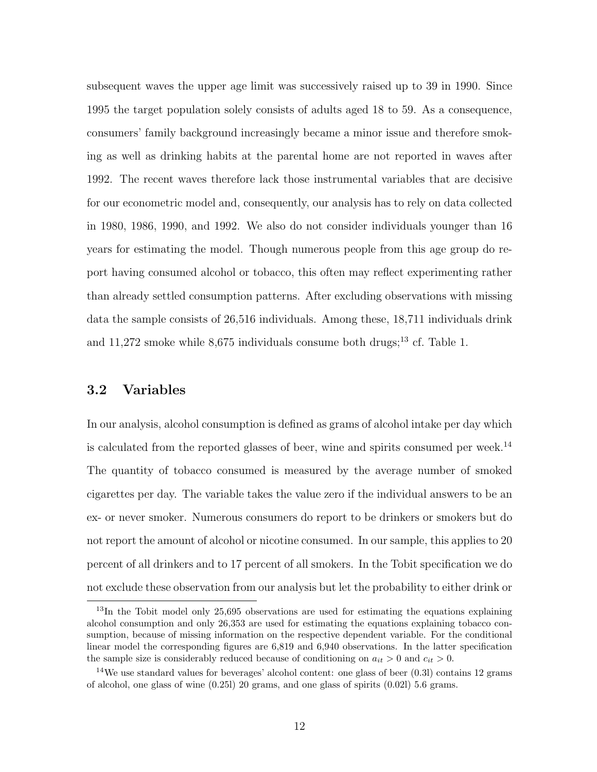subsequent waves the upper age limit was successively raised up to 39 in 1990. Since 1995 the target population solely consists of adults aged 18 to 59. As a consequence, consumers' family background increasingly became a minor issue and therefore smoking as well as drinking habits at the parental home are not reported in waves after 1992. The recent waves therefore lack those instrumental variables that are decisive for our econometric model and, consequently, our analysis has to rely on data collected in 1980, 1986, 1990, and 1992. We also do not consider individuals younger than 16 years for estimating the model. Though numerous people from this age group do report having consumed alcohol or tobacco, this often may reflect experimenting rather than already settled consumption patterns. After excluding observations with missing data the sample consists of 26,516 individuals. Among these, 18,711 individuals drink and 11,272 smoke while 8,675 individuals consume both drugs;[13] cf. Table 1.

### 3.2 Variables

In our analysis, alcohol consumption is defined as grams of alcohol intake per day which is calculated from the reported glasses of beer, wine and spirits consumed per week.[14] The quantity of tobacco consumed is measured by the average number of smoked cigarettes per day. The variable takes the value zero if the individual answers to be an ex- or never smoker. Numerous consumers do report to be drinkers or smokers but do not report the amount of alcohol or nicotine consumed. In our sample, this applies to 20 percent of all drinkers and to 17 percent of all smokers. In the Tobit specification we do not exclude these observation from our analysis but let the probability to either drink or

[13] In the Tobit model only 25,695 observations are used for estimating the equations explaining alcohol consumption and only 26,353 are used for estimating the equations explaining tobacco consumption, because of missing information on the respective dependent variable. For the conditional linear model the corresponding figures are 6,819 and 6,940 observations. In the latter specification the sample size is considerably reduced because of conditioning on $a_{it} > 0$ and $c_{it} > 0$.

[14] We use standard values for beverages' alcohol content: one glass of beer (0.3l) contains 12 grams of alcohol, one glass of wine (0.25l) 20 grams, and one glass of spirits (0.02l) 5.6 grams.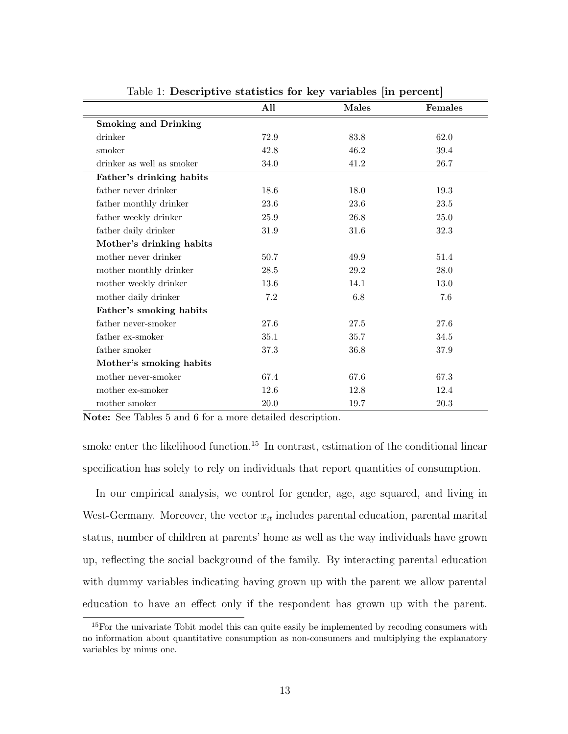Table 1: **Descriptive statistics for key variables [in percent]**

| | **All** | **Males** | **Females** |
|---|---|---|---|
| **Smoking and Drinking** | | | |
| drinker | 72.9 | 83.8 | 62.0 |
| smoker | 42.8 | 46.2 | 39.4 |
| drinker as well as smoker | 34.0 | 41.2 | 26.7 |
| **Father's drinking habits** | | | |
| father never drinker | 18.6 | 18.0 | 19.3 |
| father monthly drinker | 23.6 | 23.6 | 23.5 |
| father weekly drinker | 25.9 | 26.8 | 25.0 |
| father daily drinker | 31.9 | 31.6 | 32.3 |
| **Mother's drinking habits** | | | |
| mother never drinker | 50.7 | 49.9 | 51.4 |
| mother monthly drinker | 28.5 | 29.2 | 28.0 |
| mother weekly drinker | 13.6 | 14.1 | 13.0 |
| mother daily drinker | 7.2 | 6.8 | 7.6 |
| **Father's smoking habits** | | | |
| father never-smoker | 27.6 | 27.5 | 27.6 |
| father ex-smoker | 35.1 | 35.7 | 34.5 |
| father smoker | 37.3 | 36.8 | 37.9 |
| **Mother's smoking habits** | | | |
| mother never-smoker | 67.4 | 67.6 | 67.3 |
| mother ex-smoker | 12.6 | 12.8 | 12.4 |
| mother smoker | 20.0 | 19.7 | 20.3 |

**Note:** See Tables 5 and 6 for a more detailed description.

smoke enter the likelihood function.[15] In contrast, estimation of the conditional linear specification has solely to rely on individuals that report quantities of consumption.

In our empirical analysis, we control for gender, age, age squared, and living in West-Germany. Moreover, the vector $x_{it}$ includes parental education, parental marital status, number of children at parents' home as well as the way individuals have grown up, reflecting the social background of the family. By interacting parental education with dummy variables indicating having grown up with the parent we allow parental education to have an effect only if the respondent has grown up with the parent.

[15] For the univariate Tobit model this can quite easily be implemented by recoding consumers with no information about quantitative consumption as non-consumers and multiplying the explanatory variables by minus one.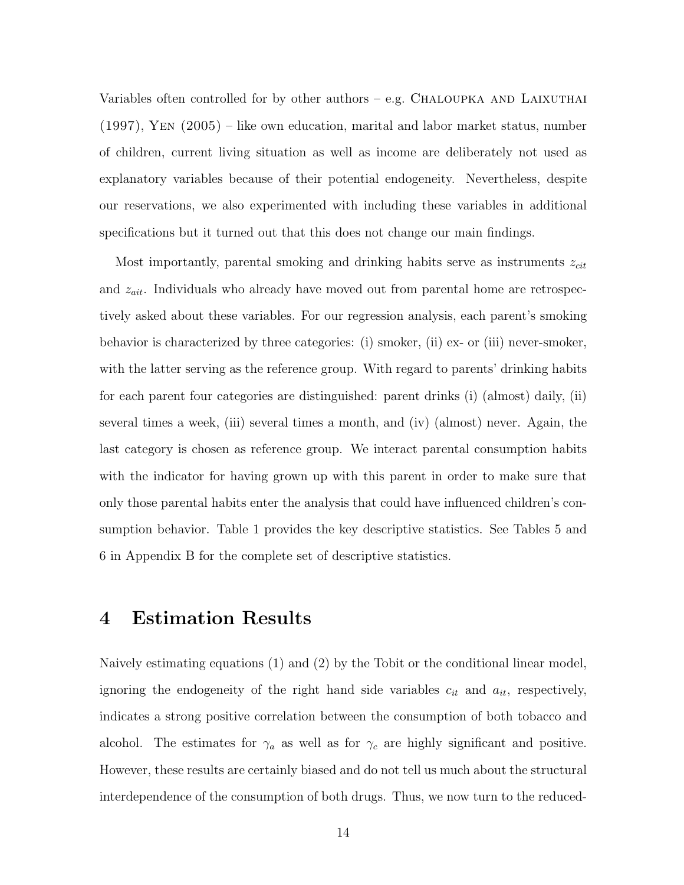Variables often controlled for by other authors – e.g. Chaloupka and Laixuthai (1997), Yen (2005) – like own education, marital and labor market status, number of children, current living situation as well as income are deliberately not used as explanatory variables because of their potential endogeneity. Nevertheless, despite our reservations, we also experimented with including these variables in additional specifications but it turned out that this does not change our main findings.

Most importantly, parental smoking and drinking habits serve as instruments $z_{cit}$ and $z_{ait}$. Individuals who already have moved out from parental home are retrospectively asked about these variables. For our regression analysis, each parent's smoking behavior is characterized by three categories: (i) smoker, (ii) ex- or (iii) never-smoker, with the latter serving as the reference group. With regard to parents' drinking habits for each parent four categories are distinguished: parent drinks (i) (almost) daily, (ii) several times a week, (iii) several times a month, and (iv) (almost) never. Again, the last category is chosen as reference group. We interact parental consumption habits with the indicator for having grown up with this parent in order to make sure that only those parental habits enter the analysis that could have influenced children's consumption behavior. Table 1 provides the key descriptive statistics. See Tables 5 and 6 in Appendix B for the complete set of descriptive statistics.

# 4 Estimation Results

Naively estimating equations (1) and (2) by the Tobit or the conditional linear model, ignoring the endogeneity of the right hand side variables $c_{it}$ and $a_{it}$, respectively, indicates a strong positive correlation between the consumption of both tobacco and alcohol. The estimates for $\gamma_a$ as well as for $\gamma_c$ are highly significant and positive. However, these results are certainly biased and do not tell us much about the structural interdependence of the consumption of both drugs. Thus, we now turn to the reduced-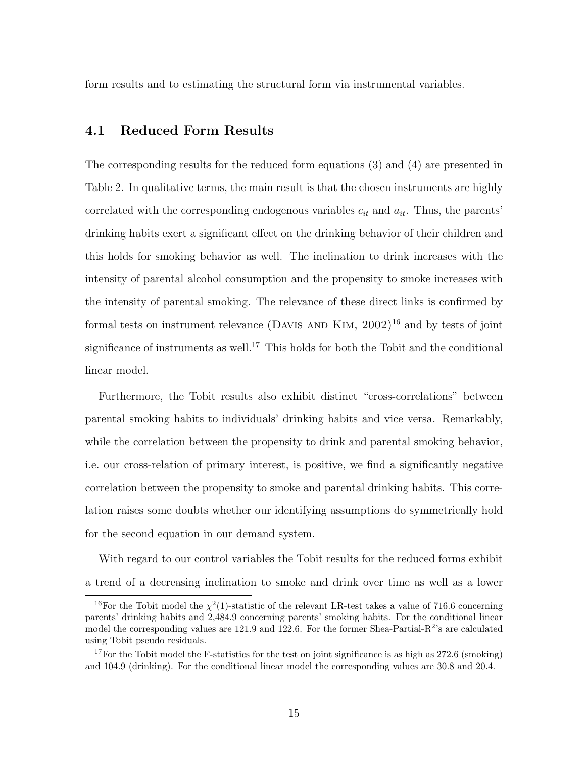form results and to estimating the structural form via instrumental variables.

## 4.1 Reduced Form Results

The corresponding results for the reduced form equations (3) and (4) are presented in Table 2. In qualitative terms, the main result is that the chosen instruments are highly correlated with the corresponding endogenous variables $c_{it}$ and $a_{it}$. Thus, the parents' drinking habits exert a significant effect on the drinking behavior of their children and this holds for smoking behavior as well. The inclination to drink increases with the intensity of parental alcohol consumption and the propensity to smoke increases with the intensity of parental smoking. The relevance of these direct links is confirmed by formal tests on instrument relevance (Davis and Kim, 2002)[16] and by tests of joint significance of instruments as well.[17] This holds for both the Tobit and the conditional linear model.

Furthermore, the Tobit results also exhibit distinct "cross-correlations" between parental smoking habits to individuals' drinking habits and vice versa. Remarkably, while the correlation between the propensity to drink and parental smoking behavior, i.e. our cross-relation of primary interest, is positive, we find a significantly negative correlation between the propensity to smoke and parental drinking habits. This correlation raises some doubts whether our identifying assumptions do symmetrically hold for the second equation in our demand system.

With regard to our control variables the Tobit results for the reduced forms exhibit a trend of a decreasing inclination to smoke and drink over time as well as a lower

[16] For the Tobit model the $\chi^2(1)$-statistic of the relevant LR-test takes a value of 716.6 concerning parents' drinking habits and 2,484.9 concerning parents' smoking habits. For the conditional linear model the corresponding values are 121.9 and 122.6. For the former Shea-Partial-$R^2$'s are calculated using Tobit pseudo residuals.

[17] For the Tobit model the F-statistics for the test on joint significance is as high as 272.6 (smoking) and 104.9 (drinking). For the conditional linear model the corresponding values are 30.8 and 20.4.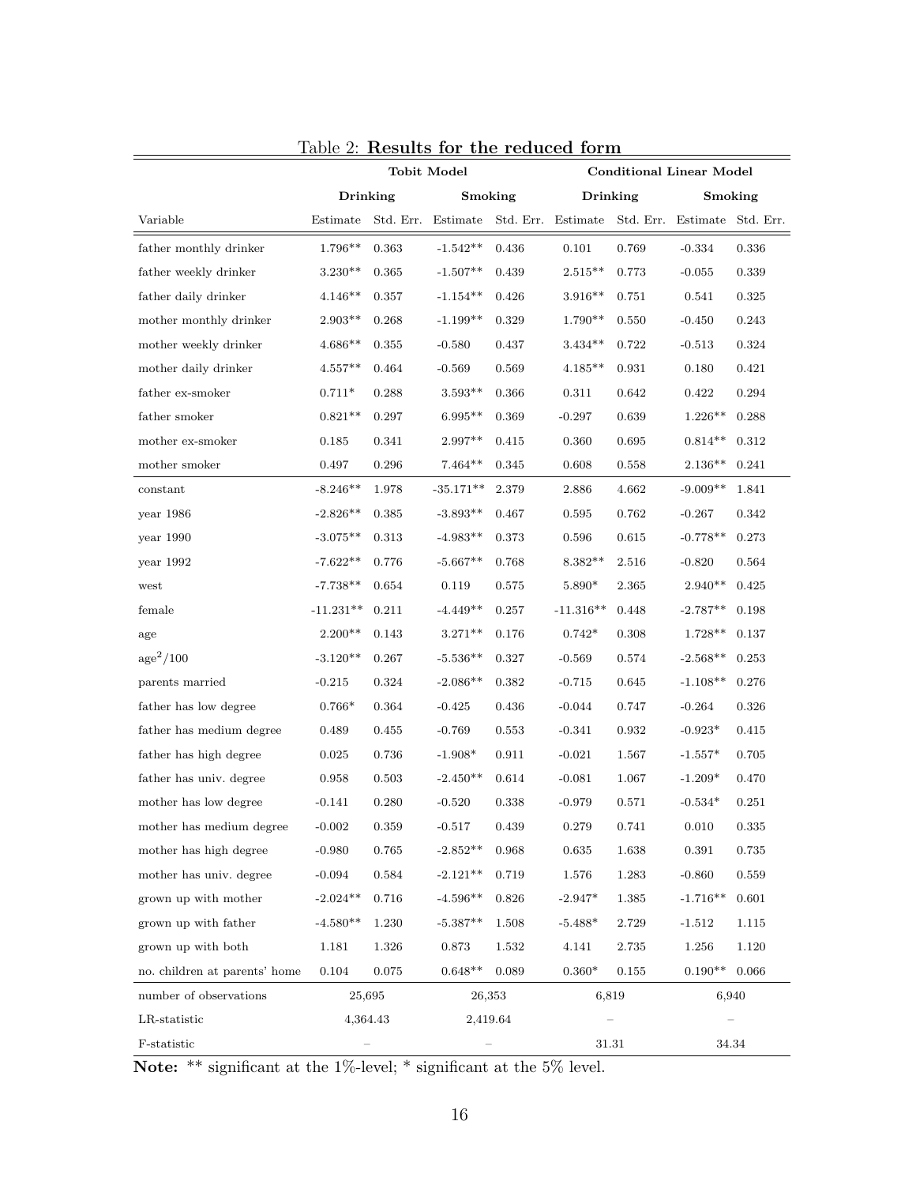Table 2: **Results for the reduced form**

| | Tobit Model | | | | Conditional Linear Model | | | |
|---|---|---|---|---|---|---|---|---|
| | Drinking | | Smoking | | Drinking | | Smoking | |
| Variable | Estimate | Std. Err. | Estimate | Std. Err. | Estimate | Std. Err. | Estimate | Std. Err. |
| father monthly drinker | 1.796** | 0.363 | -1.542** | 0.436 | 0.101 | 0.769 | -0.334 | 0.336 |
| father weekly drinker | 3.230** | 0.365 | -1.507** | 0.439 | 2.515** | 0.773 | -0.055 | 0.339 |
| father daily drinker | 4.146** | 0.357 | -1.154** | 0.426 | 3.916** | 0.751 | 0.541 | 0.325 |
| mother monthly drinker | 2.903** | 0.268 | -1.199** | 0.329 | 1.790** | 0.550 | -0.450 | 0.243 |
| mother weekly drinker | 4.686** | 0.355 | -0.580 | 0.437 | 3.434** | 0.722 | -0.513 | 0.324 |
| mother daily drinker | 4.557** | 0.464 | -0.569 | 0.569 | 4.185** | 0.931 | 0.180 | 0.421 |
| father ex-smoker | 0.711* | 0.288 | 3.593** | 0.366 | 0.311 | 0.642 | 0.422 | 0.294 |
| father smoker | 0.821** | 0.297 | 6.995** | 0.369 | -0.297 | 0.639 | 1.226** | 0.288 |
| mother ex-smoker | 0.185 | 0.341 | 2.997** | 0.415 | 0.360 | 0.695 | 0.814** | 0.312 |
| mother smoker | 0.497 | 0.296 | 7.464** | 0.345 | 0.608 | 0.558 | 2.136** | 0.241 |
| constant | -8.246** | 1.978 | -35.171** | 2.379 | 2.886 | 4.662 | -9.009** | 1.841 |
| year 1986 | -2.826** | 0.385 | -3.893** | 0.467 | 0.595 | 0.762 | -0.267 | 0.342 |
| year 1990 | -3.075** | 0.313 | -4.983** | 0.373 | 0.596 | 0.615 | -0.778** | 0.273 |
| year 1992 | -7.622** | 0.776 | -5.667** | 0.768 | 8.382** | 2.516 | -0.820 | 0.564 |
| west | -7.738** | 0.654 | 0.119 | 0.575 | 5.890* | 2.365 | 2.940** | 0.425 |
| female | -11.231** | 0.211 | -4.449** | 0.257 | -11.316** | 0.448 | -2.787** | 0.198 |
| age | 2.200** | 0.143 | 3.271** | 0.176 | 0.742* | 0.308 | 1.728** | 0.137 |
| $\text{age}^2/100$ | -3.120** | 0.267 | -5.536** | 0.327 | -0.569 | 0.574 | -2.568** | 0.253 |
| parents married | -0.215 | 0.324 | -2.086** | 0.382 | -0.715 | 0.645 | -1.108** | 0.276 |
| father has low degree | 0.766* | 0.364 | -0.425 | 0.436 | -0.044 | 0.747 | -0.264 | 0.326 |
| father has medium degree | 0.489 | 0.455 | -0.769 | 0.553 | -0.341 | 0.932 | -0.923* | 0.415 |
| father has high degree | 0.025 | 0.736 | -1.908* | 0.911 | -0.021 | 1.567 | -1.557* | 0.705 |
| father has univ. degree | 0.958 | 0.503 | -2.450** | 0.614 | -0.081 | 1.067 | -1.209* | 0.470 |
| mother has low degree | -0.141 | 0.280 | -0.520 | 0.338 | -0.979 | 0.571 | -0.534* | 0.251 |
| mother has medium degree | -0.002 | 0.359 | -0.517 | 0.439 | 0.279 | 0.741 | 0.010 | 0.335 |
| mother has high degree | -0.980 | 0.765 | -2.852** | 0.968 | 0.635 | 1.638 | 0.391 | 0.735 |
| mother has univ. degree | -0.094 | 0.584 | -2.121** | 0.719 | 1.576 | 1.283 | -0.860 | 0.559 |
| grown up with mother | -2.024** | 0.716 | -4.596** | 0.826 | -2.947* | 1.385 | -1.716** | 0.601 |
| grown up with father | -4.580** | 1.230 | -5.387** | 1.508 | -5.488* | 2.729 | -1.512 | 1.115 |
| grown up with both | 1.181 | 1.326 | 0.873 | 1.532 | 4.141 | 2.735 | 1.256 | 1.120 |
| no. children at parents' home | 0.104 | 0.075 | 0.648** | 0.089 | 0.360* | 0.155 | 0.190** | 0.066 |
| number of observations | 25,695 | | 26,353 | | 6,819 | | 6,940 | |
| LR-statistic | 4,364.43 | | 2,419.64 | | – | | – | |
| F-statistic | – | | – | | 31.31 | | 34.34 | |

**Note:** ** significant at the 1%-level; * significant at the 5% level.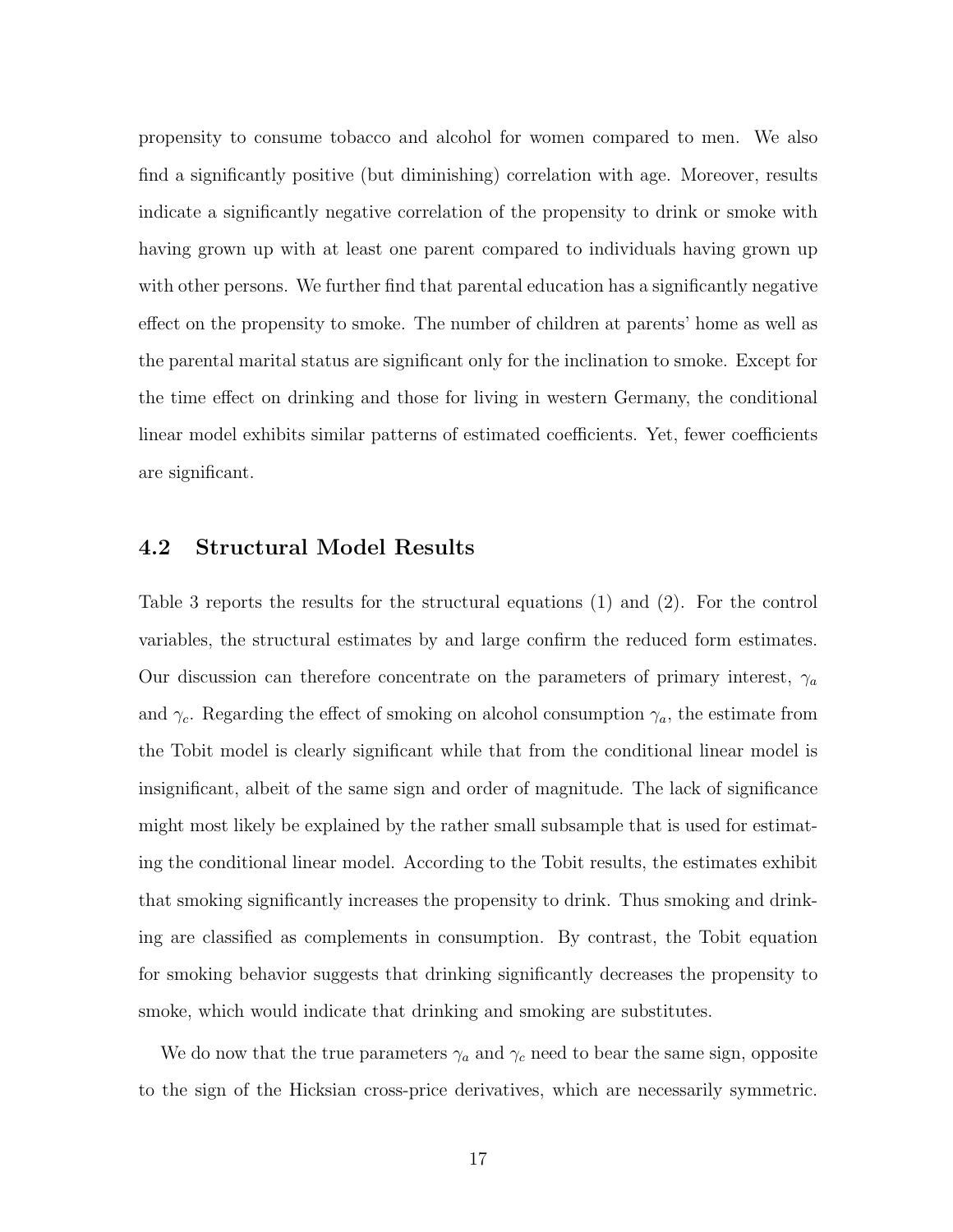propensity to consume tobacco and alcohol for women compared to men. We also find a significantly positive (but diminishing) correlation with age. Moreover, results indicate a significantly negative correlation of the propensity to drink or smoke with having grown up with at least one parent compared to individuals having grown up with other persons. We further find that parental education has a significantly negative effect on the propensity to smoke. The number of children at parents' home as well as the parental marital status are significant only for the inclination to smoke. Except for the time effect on drinking and those for living in western Germany, the conditional linear model exhibits similar patterns of estimated coefficients. Yet, fewer coefficients are significant.

### 4.2 Structural Model Results

Table 3 reports the results for the structural equations (1) and (2). For the control variables, the structural estimates by and large confirm the reduced form estimates. Our discussion can therefore concentrate on the parameters of primary interest, $\gamma_a$ and $\gamma_c$. Regarding the effect of smoking on alcohol consumption $\gamma_a$, the estimate from the Tobit model is clearly significant while that from the conditional linear model is insignificant, albeit of the same sign and order of magnitude. The lack of significance might most likely be explained by the rather small subsample that is used for estimating the conditional linear model. According to the Tobit results, the estimates exhibit that smoking significantly increases the propensity to drink. Thus smoking and drinking are classified as complements in consumption. By contrast, the Tobit equation for smoking behavior suggests that drinking significantly decreases the propensity to smoke, which would indicate that drinking and smoking are substitutes.

We do now that the true parameters $\gamma_a$ and $\gamma_c$ need to bear the same sign, opposite to the sign of the Hicksian cross-price derivatives, which are necessarily symmetric.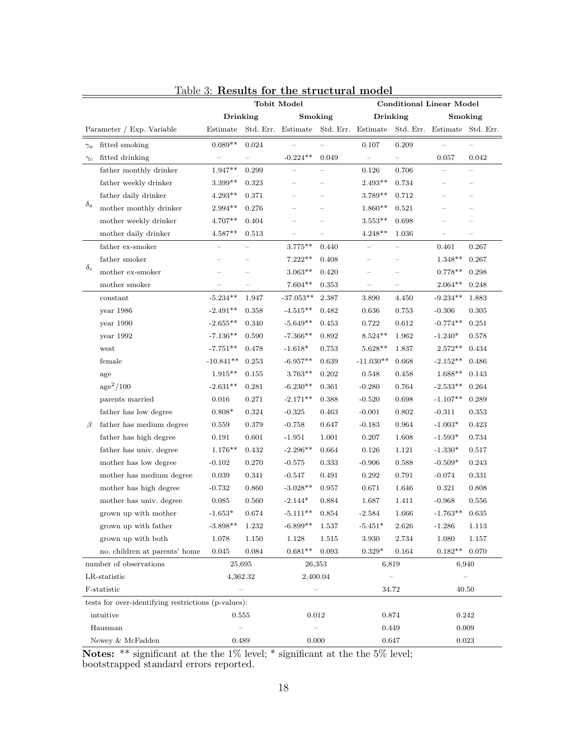Table 3: **Results for the structural model**

| | Parameter / Exp. Variable | Tobit Model | | | | Conditional Linear Model | | | |
|---|---|---|---|---|---|---|---|---|---|
| | | Drinking | | Smoking | | Drinking | | Smoking | |
| | | Estimate | Std. Err. | Estimate | Std. Err. | Estimate | Std. Err. | Estimate | Std. Err. |
| $\gamma_a$ | fitted smoking | 0.089** | 0.024 | – | – | 0.107 | 0.209 | – | – |
| $\gamma_c$ | fitted drinking | – | – | -0.224** | 0.049 | – | – | 0.057 | 0.042 |
| $\delta_a$ | father monthly drinker | 1.947** | 0.299 | – | – | 0.126 | 0.706 | – | – |
| | father weekly drinker | 3.399** | 0.323 | – | – | 2.493** | 0.734 | – | – |
| | father daily drinker | 4.293** | 0.371 | – | – | 3.789** | 0.712 | – | – |
| | mother monthly drinker | 2.994** | 0.276 | – | – | 1.860** | 0.521 | – | – |
| | mother weekly drinker | 4.707** | 0.404 | – | – | 3.553** | 0.698 | – | – |
| | mother daily drinker | 4.587** | 0.513 | – | – | 4.248** | 1.036 | – | – |
| $\delta_c$ | father ex-smoker | – | – | 3.775** | 0.440 | – | – | 0.461 | 0.267 |
| | father smoker | – | – | 7.222** | 0.408 | – | – | 1.348** | 0.267 |
| | mother ex-smoker | – | – | 3.063** | 0.420 | – | – | 0.778** | 0.298 |
| | mother smoker | – | – | 7.604** | 0.353 | – | – | 2.064** | 0.248 |
| $\beta$ | constant | -5.234** | 1.947 | -37.053** | 2.387 | 3.890 | 4.450 | -9.234** | 1.883 |
| | year 1986 | -2.491** | 0.358 | -4.515** | 0.482 | 0.636 | 0.753 | -0.306 | 0.305 |
| | year 1990 | -2.655** | 0.340 | -5.649** | 0.453 | 0.722 | 0.612 | -0.774** | 0.251 |
| | year 1992 | -7.136** | 0.590 | -7.366** | 0.892 | 8.524** | 1.962 | -1.240* | 0.578 |
| | west | -7.751** | 0.478 | -1.618* | 0.753 | 5.628** | 1.837 | 2.572** | 0.434 |
| | female | -10.841** | 0.253 | -6.957** | 0.639 | -11.030** | 0.668 | -2.152** | 0.486 |
| | age | 1.915** | 0.155 | 3.763** | 0.202 | 0.548 | 0.458 | 1.688** | 0.143 |
| | $\text{age}^2/100$ | -2.631** | 0.281 | -6.230** | 0.361 | -0.280 | 0.764 | -2.533** | 0.264 |
| | parents married | 0.016 | 0.271 | -2.171** | 0.388 | -0.520 | 0.698 | -1.107** | 0.289 |
| | father has low degree | 0.808* | 0.324 | -0.325 | 0.463 | -0.001 | 0.802 | -0.311 | 0.353 |
| | father has medium degree | 0.559 | 0.379 | -0.758 | 0.647 | -0.183 | 0.964 | -1.003* | 0.423 |
| | father has high degree | 0.191 | 0.601 | -1.951 | 1.001 | 0.207 | 1.608 | -1.593* | 0.734 |
| | father has univ. degree | 1.176** | 0.432 | -2.296** | 0.664 | 0.126 | 1.121 | -1.330* | 0.517 |
| | mother has low degree | -0.102 | 0.270 | -0.575 | 0.333 | -0.906 | 0.588 | -0.509* | 0.243 |
| | mother has medium degree | 0.039 | 0.341 | -0.547 | 0.491 | 0.292 | 0.791 | -0.074 | 0.331 |
| | mother has high degree | -0.732 | 0.860 | -3.028** | 0.957 | 0.671 | 1.646 | 0.321 | 0.808 |
| | mother has univ. degree | 0.085 | 0.560 | -2.144* | 0.884 | 1.687 | 1.411 | -0.968 | 0.556 |
| | grown up with mother | -1.653* | 0.674 | -5.111** | 0.854 | -2.584 | 1.666 | -1.763** | 0.635 |
| | grown up with father | -3.898** | 1.232 | -6.899** | 1.537 | -5.451* | 2.626 | -1.286 | 1.113 |
| | grown up with both | 1.078 | 1.150 | 1.128 | 1.515 | 3.930 | 2.734 | 1.080 | 1.157 |
| | no. children at parents' home | 0.045 | 0.084 | 0.681** | 0.093 | 0.329* | 0.164 | 0.182** | 0.070 |
| | number of observations | 25,695 | | 26,353 | | 6,819 | | 6,940 | |
| | LR-statistic | 4,362.32 | | 2,400.04 | | – | | – | |
| | F-statistic | – | | – | | 34.72 | | 40.50 | |
| | tests for over-identifying restrictions (p-values): | | | | | | | | |
| | intuitive | 0.555 | | 0.012 | | 0.874 | | 0.242 | |
| | Hausman | – | | – | | 0.449 | | 0.009 | |
| | Newey & McFadden | 0.489 | | 0.000 | | 0.647 | | 0.023 | |

**Notes:** ** significant at the the 1% level; * significant at the the 5% level; bootstrapped standard errors reported.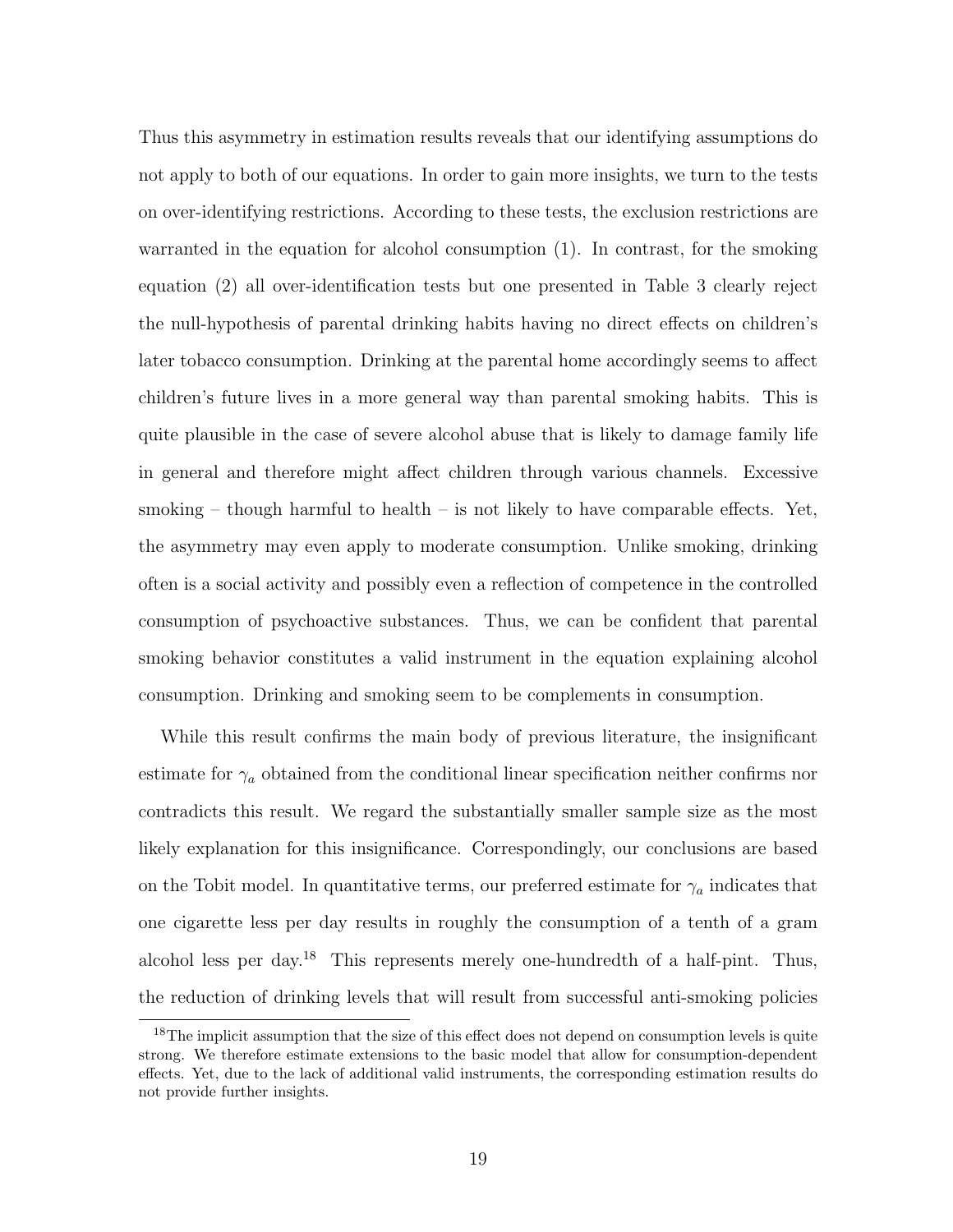Thus this asymmetry in estimation results reveals that our identifying assumptions do not apply to both of our equations. In order to gain more insights, we turn to the tests on over-identifying restrictions. According to these tests, the exclusion restrictions are warranted in the equation for alcohol consumption (1). In contrast, for the smoking equation (2) all over-identification tests but one presented in Table 3 clearly reject the null-hypothesis of parental drinking habits having no direct effects on children's later tobacco consumption. Drinking at the parental home accordingly seems to affect children's future lives in a more general way than parental smoking habits. This is quite plausible in the case of severe alcohol abuse that is likely to damage family life in general and therefore might affect children through various channels. Excessive smoking – though harmful to health – is not likely to have comparable effects. Yet, the asymmetry may even apply to moderate consumption. Unlike smoking, drinking often is a social activity and possibly even a reflection of competence in the controlled consumption of psychoactive substances. Thus, we can be confident that parental smoking behavior constitutes a valid instrument in the equation explaining alcohol consumption. Drinking and smoking seem to be complements in consumption.

While this result confirms the main body of previous literature, the insignificant estimate for $\gamma_a$ obtained from the conditional linear specification neither confirms nor contradicts this result. We regard the substantially smaller sample size as the most likely explanation for this insignificance. Correspondingly, our conclusions are based on the Tobit model. In quantitative terms, our preferred estimate for $\gamma_a$ indicates that one cigarette less per day results in roughly the consumption of a tenth of a gram alcohol less per day.[18] This represents merely one-hundredth of a half-pint. Thus, the reduction of drinking levels that will result from successful anti-smoking policies

[18] The implicit assumption that the size of this effect does not depend on consumption levels is quite strong. We therefore estimate extensions to the basic model that allow for consumption-dependent effects. Yet, due to the lack of additional valid instruments, the corresponding estimation results do not provide further insights.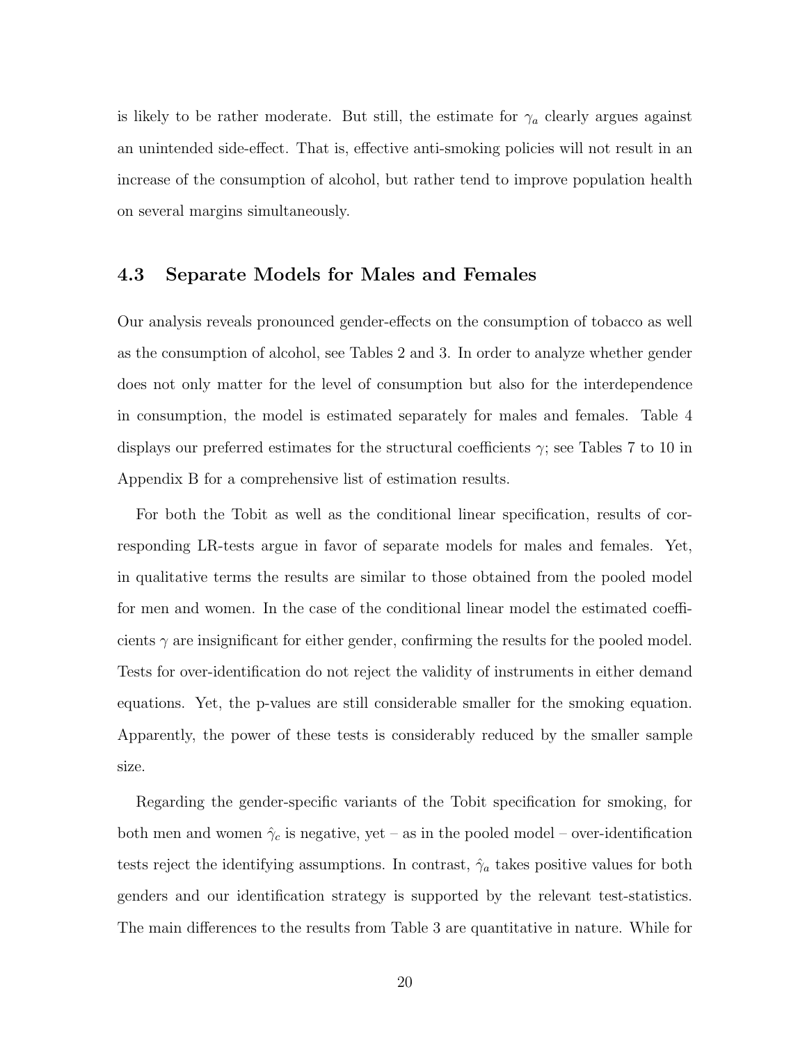is likely to be rather moderate. But still, the estimate for $\gamma_a$ clearly argues against an unintended side-effect. That is, effective anti-smoking policies will not result in an increase of the consumption of alcohol, but rather tend to improve population health on several margins simultaneously.

### 4.3 Separate Models for Males and Females

Our analysis reveals pronounced gender-effects on the consumption of tobacco as well as the consumption of alcohol, see Tables 2 and 3. In order to analyze whether gender does not only matter for the level of consumption but also for the interdependence in consumption, the model is estimated separately for males and females. Table 4 displays our preferred estimates for the structural coefficients $\gamma$; see Tables 7 to 10 in Appendix B for a comprehensive list of estimation results.

For both the Tobit as well as the conditional linear specification, results of corresponding LR-tests argue in favor of separate models for males and females. Yet, in qualitative terms the results are similar to those obtained from the pooled model for men and women. In the case of the conditional linear model the estimated coefficients $\gamma$ are insignificant for either gender, confirming the results for the pooled model. Tests for over-identification do not reject the validity of instruments in either demand equations. Yet, the p-values are still considerable smaller for the smoking equation. Apparently, the power of these tests is considerably reduced by the smaller sample size.

Regarding the gender-specific variants of the Tobit specification for smoking, for both men and women $\hat{\gamma}_c$ is negative, yet – as in the pooled model – over-identification tests reject the identifying assumptions. In contrast, $\hat{\gamma}_a$ takes positive values for both genders and our identification strategy is supported by the relevant test-statistics. The main differences to the results from Table 3 are quantitative in nature. While for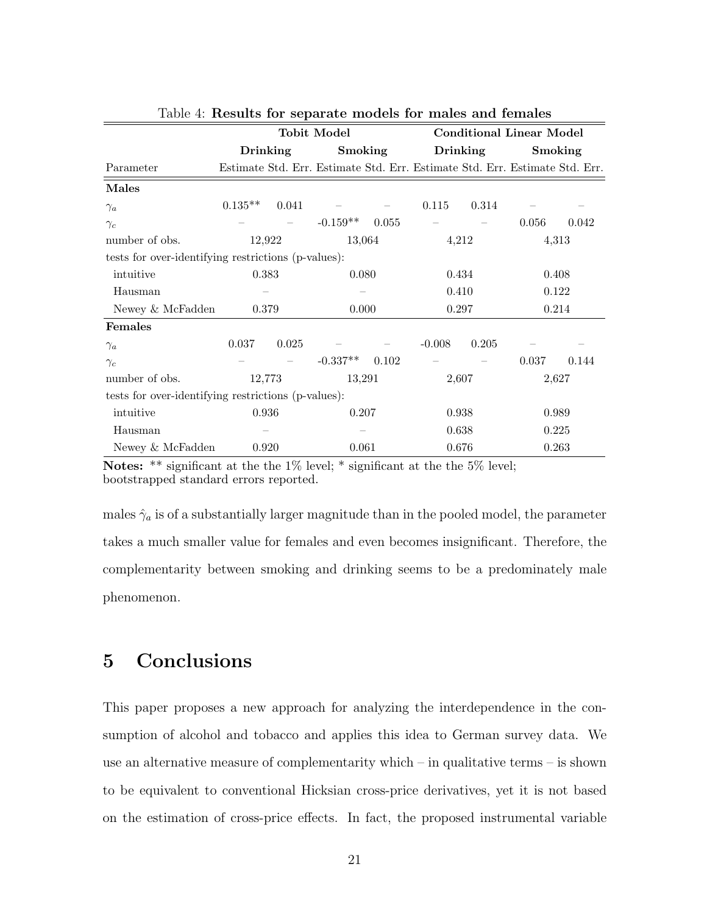Table 4: **Results for separate models for males and females**

| | **Tobit Model** | | | | **Conditional Linear Model** | | | |
|---|---|---|---|---|---|---|---|---|
| | **Drinking** | | **Smoking** | | **Drinking** | | **Smoking** | |
| Parameter | Estimate | Std. Err. | Estimate | Std. Err. | Estimate | Std. Err. | Estimate | Std. Err. |
| **Males** | | | | | | | | |
| $\gamma_a$ | 0.135** | 0.041 | – | – | 0.115 | 0.314 | – | – |
| $\gamma_c$ | – | – | -0.159** | 0.055 | – | – | 0.056 | 0.042 |
| number of obs. | 12,922 | | 13,064 | | 4,212 | | 4,313 | |
| tests for over-identifying restrictions (p-values): | | | | | | | | |
| intuitive | 0.383 | | 0.080 | | 0.434 | | 0.408 | |
| Hausman | – | | – | | 0.410 | | 0.122 | |
| Newey & McFadden | 0.379 | | 0.000 | | 0.297 | | 0.214 | |
| **Females** | | | | | | | | |
| $\gamma_a$ | 0.037 | 0.025 | – | – | -0.008 | 0.205 | – | – |
| $\gamma_c$ | – | – | -0.337** | 0.102 | – | – | 0.037 | 0.144 |
| number of obs. | 12,773 | | 13,291 | | 2,607 | | 2,627 | |
| tests for over-identifying restrictions (p-values): | | | | | | | | |
| intuitive | 0.936 | | 0.207 | | 0.938 | | 0.989 | |
| Hausman | – | | – | | 0.638 | | 0.225 | |
| Newey & McFadden | 0.920 | | 0.061 | | 0.676 | | 0.263 | |

**Notes:** ** significant at the the 1% level; * significant at the the 5% level; bootstrapped standard errors reported.

males $\hat{\gamma}_a$ is of a substantially larger magnitude than in the pooled model, the parameter takes a much smaller value for females and even becomes insignificant. Therefore, the complementarity between smoking and drinking seems to be a predominately male phenomenon.

# 5 Conclusions

This paper proposes a new approach for analyzing the interdependence in the consumption of alcohol and tobacco and applies this idea to German survey data. We use an alternative measure of complementarity which – in qualitative terms – is shown to be equivalent to conventional Hicksian cross-price derivatives, yet it is not based on the estimation of cross-price effects. In fact, the proposed instrumental variable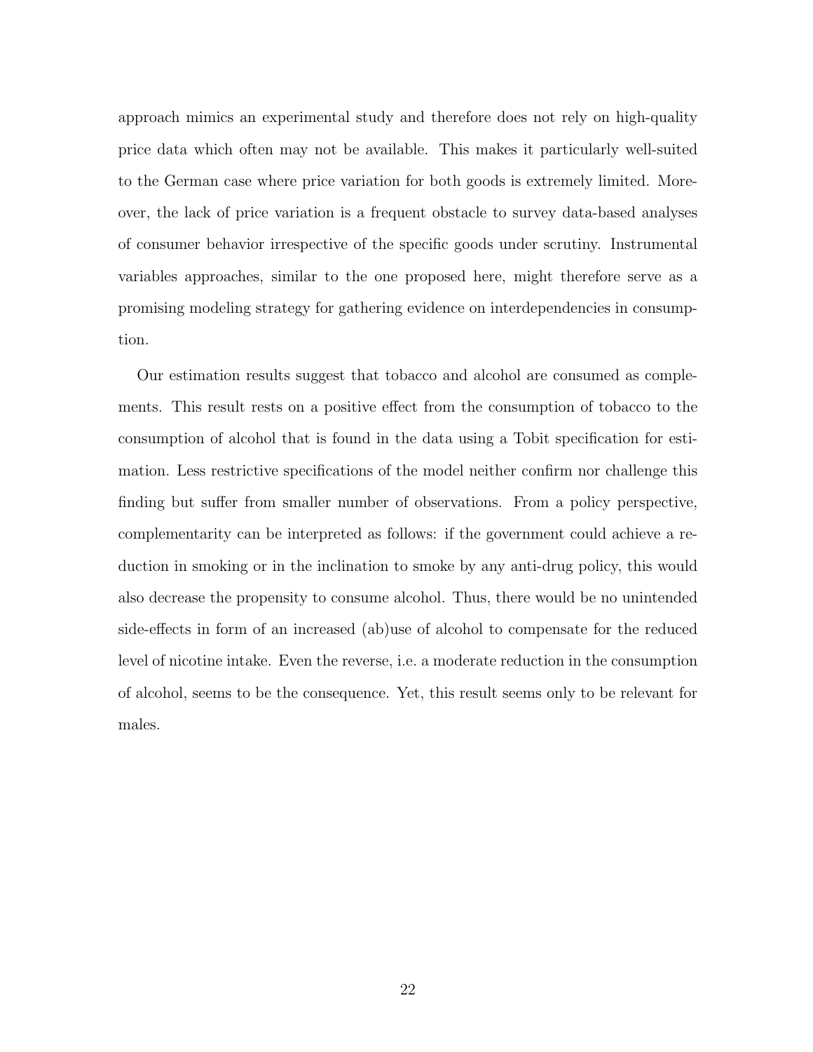approach mimics an experimental study and therefore does not rely on high-quality price data which often may not be available. This makes it particularly well-suited to the German case where price variation for both goods is extremely limited. Moreover, the lack of price variation is a frequent obstacle to survey data-based analyses of consumer behavior irrespective of the specific goods under scrutiny. Instrumental variables approaches, similar to the one proposed here, might therefore serve as a promising modeling strategy for gathering evidence on interdependencies in consumption.

Our estimation results suggest that tobacco and alcohol are consumed as complements. This result rests on a positive effect from the consumption of tobacco to the consumption of alcohol that is found in the data using a Tobit specification for estimation. Less restrictive specifications of the model neither confirm nor challenge this finding but suffer from smaller number of observations. From a policy perspective, complementarity can be interpreted as follows: if the government could achieve a reduction in smoking or in the inclination to smoke by any anti-drug policy, this would also decrease the propensity to consume alcohol. Thus, there would be no unintended side-effects in form of an increased (ab)use of alcohol to compensate for the reduced level of nicotine intake. Even the reverse, i.e. a moderate reduction in the consumption of alcohol, seems to be the consequence. Yet, this result seems only to be relevant for males.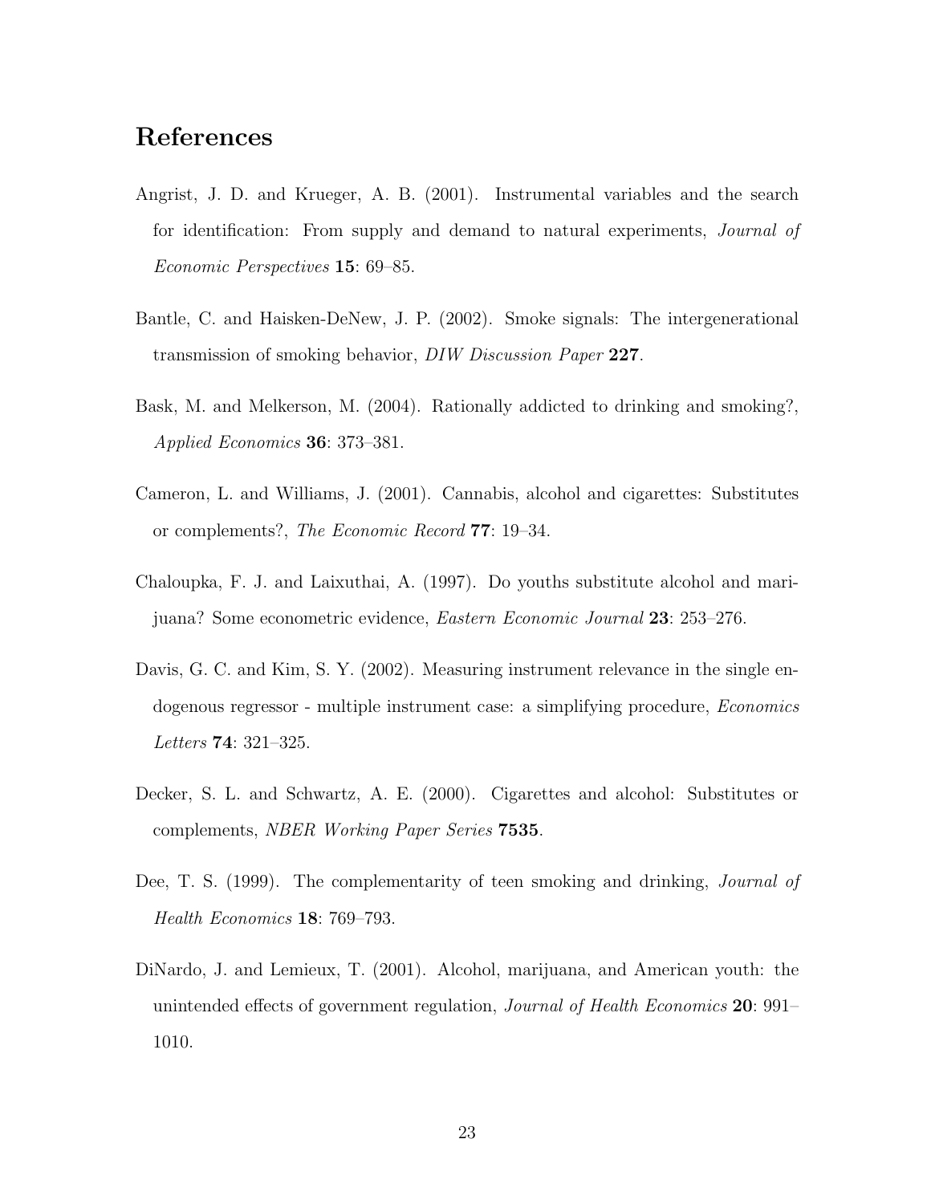# References

Angrist, J. D. and Krueger, A. B. (2001). Instrumental variables and the search for identification: From supply and demand to natural experiments, *Journal of Economic Perspectives* **15**: 69–85.

Bantle, C. and Haisken-DeNew, J. P. (2002). Smoke signals: The intergenerational transmission of smoking behavior, *DIW Discussion Paper* **227**.

Bask, M. and Melkerson, M. (2004). Rationally addicted to drinking and smoking?, *Applied Economics* **36**: 373–381.

Cameron, L. and Williams, J. (2001). Cannabis, alcohol and cigarettes: Substitutes or complements?, *The Economic Record* **77**: 19–34.

Chaloupka, F. J. and Laixuthai, A. (1997). Do youths substitute alcohol and marijuana? Some econometric evidence, *Eastern Economic Journal* **23**: 253–276.

Davis, G. C. and Kim, S. Y. (2002). Measuring instrument relevance in the single endogenous regressor - multiple instrument case: a simplifying procedure, *Economics Letters* **74**: 321–325.

Decker, S. L. and Schwartz, A. E. (2000). Cigarettes and alcohol: Substitutes or complements, *NBER Working Paper Series* **7535**.

Dee, T. S. (1999). The complementarity of teen smoking and drinking, *Journal of Health Economics* **18**: 769–793.

DiNardo, J. and Lemieux, T. (2001). Alcohol, marijuana, and American youth: the unintended effects of government regulation, *Journal of Health Economics* **20**: 991–1010.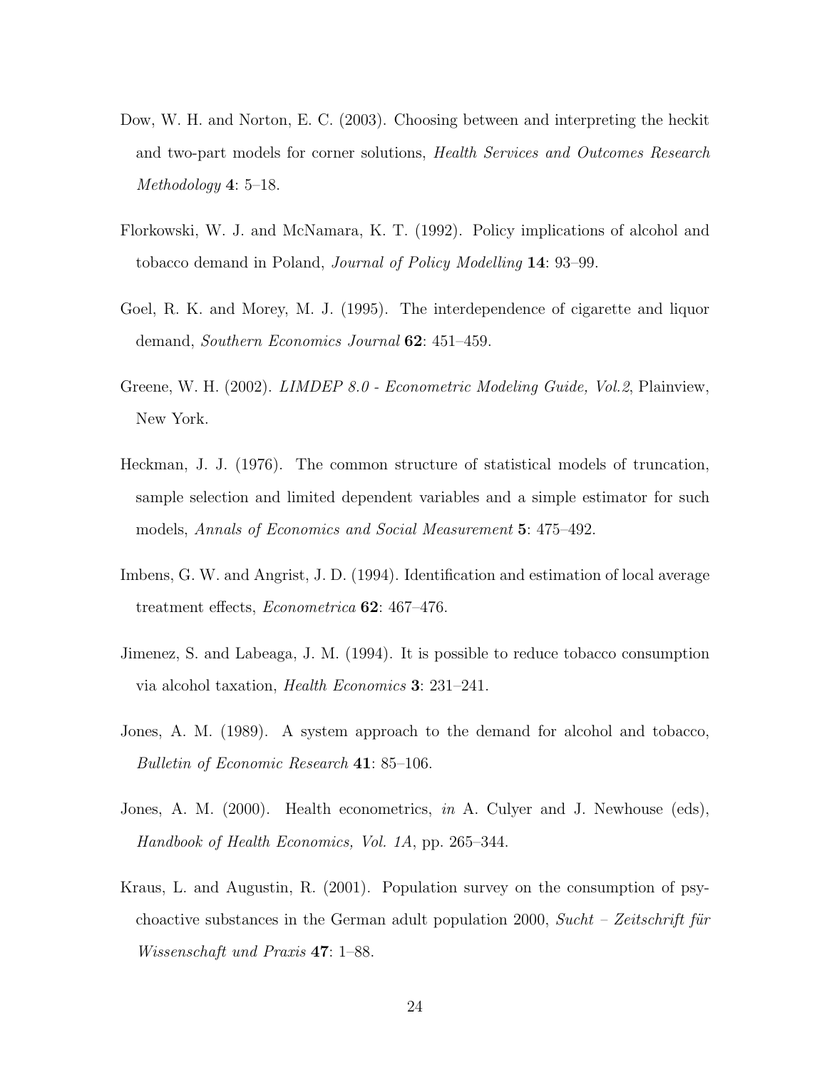Dow, W. H. and Norton, E. C. (2003). Choosing between and interpreting the heckit and two-part models for corner solutions, *Health Services and Outcomes Research Methodology* **4**: 5–18.

Florkowski, W. J. and McNamara, K. T. (1992). Policy implications of alcohol and tobacco demand in Poland, *Journal of Policy Modelling* **14**: 93–99.

Goel, R. K. and Morey, M. J. (1995). The interdependence of cigarette and liquor demand, *Southern Economics Journal* **62**: 451–459.

Greene, W. H. (2002). *LIMDEP 8.0 - Econometric Modeling Guide, Vol.2*, Plainview, New York.

Heckman, J. J. (1976). The common structure of statistical models of truncation, sample selection and limited dependent variables and a simple estimator for such models, *Annals of Economics and Social Measurement* **5**: 475–492.

Imbens, G. W. and Angrist, J. D. (1994). Identification and estimation of local average treatment effects, *Econometrica* **62**: 467–476.

Jimenez, S. and Labeaga, J. M. (1994). It is possible to reduce tobacco consumption via alcohol taxation, *Health Economics* **3**: 231–241.

Jones, A. M. (1989). A system approach to the demand for alcohol and tobacco, *Bulletin of Economic Research* **41**: 85–106.

Jones, A. M. (2000). Health econometrics, *in* A. Culyer and J. Newhouse (eds), *Handbook of Health Economics, Vol. 1A*, pp. 265–344.

Kraus, L. and Augustin, R. (2001). Population survey on the consumption of psychoactive substances in the German adult population 2000, *Sucht – Zeitschrift für Wissenschaft und Praxis* **47**: 1–88.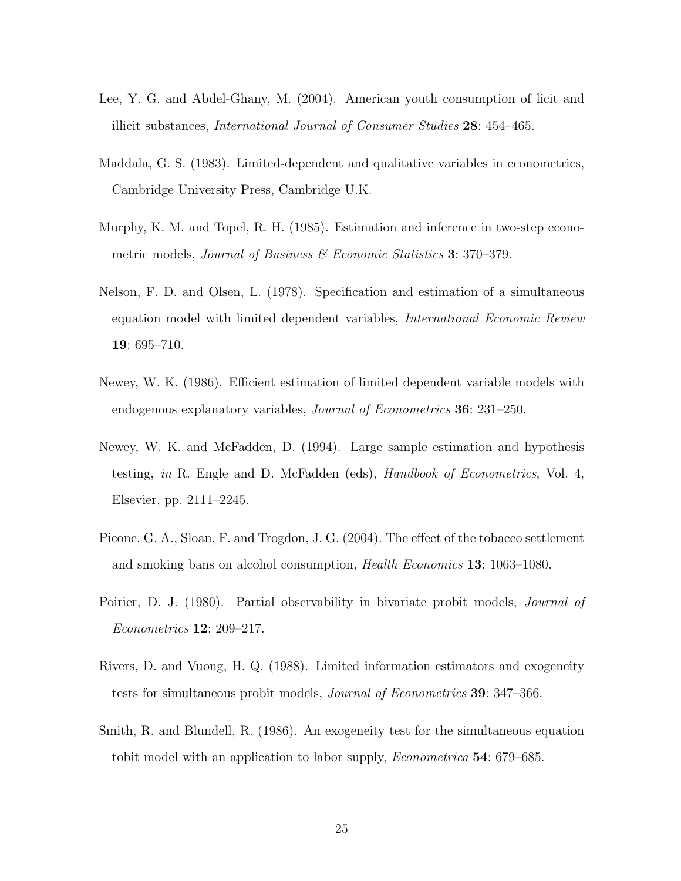Lee, Y. G. and Abdel-Ghany, M. (2004). American youth consumption of licit and illicit substances, *International Journal of Consumer Studies* **28**: 454–465.

Maddala, G. S. (1983). Limited-dependent and qualitative variables in econometrics, Cambridge University Press, Cambridge U.K.

Murphy, K. M. and Topel, R. H. (1985). Estimation and inference in two-step econometric models, *Journal of Business & Economic Statistics* **3**: 370–379.

Nelson, F. D. and Olsen, L. (1978). Specification and estimation of a simultaneous equation model with limited dependent variables, *International Economic Review* **19**: 695–710.

Newey, W. K. (1986). Efficient estimation of limited dependent variable models with endogenous explanatory variables, *Journal of Econometrics* **36**: 231–250.

Newey, W. K. and McFadden, D. (1994). Large sample estimation and hypothesis testing, *in* R. Engle and D. McFadden (eds), *Handbook of Econometrics*, Vol. 4, Elsevier, pp. 2111–2245.

Picone, G. A., Sloan, F. and Trogdon, J. G. (2004). The effect of the tobacco settlement and smoking bans on alcohol consumption, *Health Economics* **13**: 1063–1080.

Poirier, D. J. (1980). Partial observability in bivariate probit models, *Journal of Econometrics* **12**: 209–217.

Rivers, D. and Vuong, H. Q. (1988). Limited information estimators and exogeneity tests for simultaneous probit models, *Journal of Econometrics* **39**: 347–366.

Smith, R. and Blundell, R. (1986). An exogeneity test for the simultaneous equation tobit model with an application to labor supply, *Econometrica* **54**: 679–685.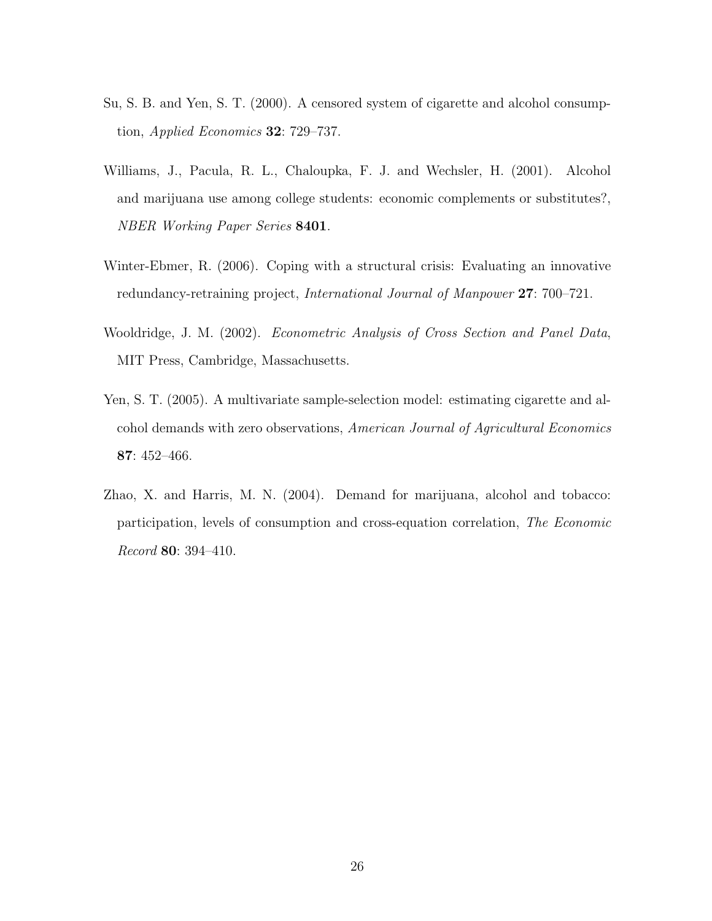Su, S. B. and Yen, S. T. (2000). A censored system of cigarette and alcohol consumption, *Applied Economics* **32**: 729–737.

Williams, J., Pacula, R. L., Chaloupka, F. J. and Wechsler, H. (2001). Alcohol and marijuana use among college students: economic complements or substitutes?, *NBER Working Paper Series* **8401**.

Winter-Ebmer, R. (2006). Coping with a structural crisis: Evaluating an innovative redundancy-retraining project, *International Journal of Manpower* **27**: 700–721.

Wooldridge, J. M. (2002). *Econometric Analysis of Cross Section and Panel Data*, MIT Press, Cambridge, Massachusetts.

Yen, S. T. (2005). A multivariate sample-selection model: estimating cigarette and alcohol demands with zero observations, *American Journal of Agricultural Economics* **87**: 452–466.

Zhao, X. and Harris, M. N. (2004). Demand for marijuana, alcohol and tobacco: participation, levels of consumption and cross-equation correlation, *The Economic Record* **80**: 394–410.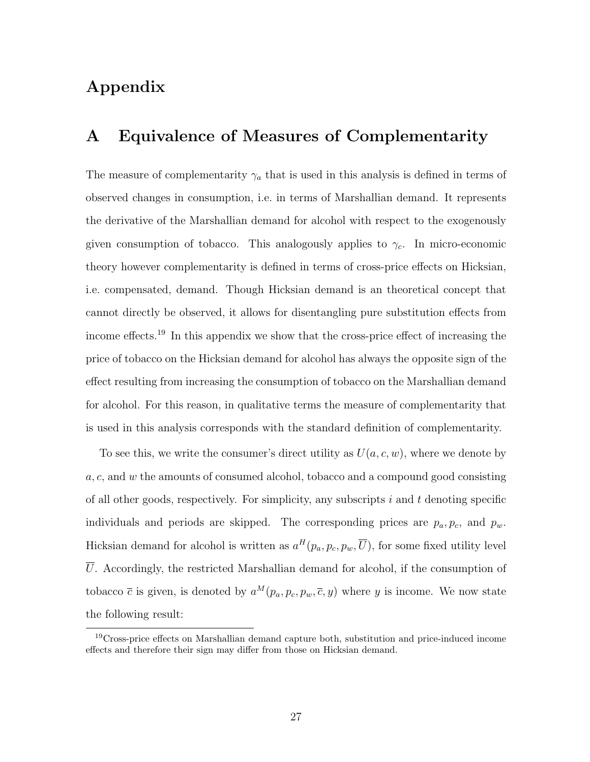# Appendix

## A Equivalence of Measures of Complementarity

The measure of complementarity $\gamma_a$ that is used in this analysis is defined in terms of observed changes in consumption, i.e. in terms of Marshallian demand. It represents the derivative of the Marshallian demand for alcohol with respect to the exogenously given consumption of tobacco. This analogously applies to $\gamma_c$. In micro-economic theory however complementarity is defined in terms of cross-price effects on Hicksian, i.e. compensated, demand. Though Hicksian demand is an theoretical concept that cannot directly be observed, it allows for disentangling pure substitution effects from income effects.[19] In this appendix we show that the cross-price effect of increasing the price of tobacco on the Hicksian demand for alcohol has always the opposite sign of the effect resulting from increasing the consumption of tobacco on the Marshallian demand for alcohol. For this reason, in qualitative terms the measure of complementarity that is used in this analysis corresponds with the standard definition of complementarity.

To see this, we write the consumer's direct utility as $U(a, c, w)$, where we denote by $a, c$, and $w$ the amounts of consumed alcohol, tobacco and a compound good consisting of all other goods, respectively. For simplicity, any subscripts $i$ and $t$ denoting specific individuals and periods are skipped. The corresponding prices are $p_a, p_c$, and $p_w$. Hicksian demand for alcohol is written as $a^H(p_a, p_c, p_w, \overline{U})$, for some fixed utility level $\overline{U}$. Accordingly, the restricted Marshallian demand for alcohol, if the consumption of tobacco $\overline{c}$ is given, is denoted by $a^M(p_a, p_c, p_w, \overline{c}, y)$ where $y$ is income. We now state the following result:

[19] Cross-price effects on Marshallian demand capture both, substitution and price-induced income effects and therefore their sign may differ from those on Hicksian demand.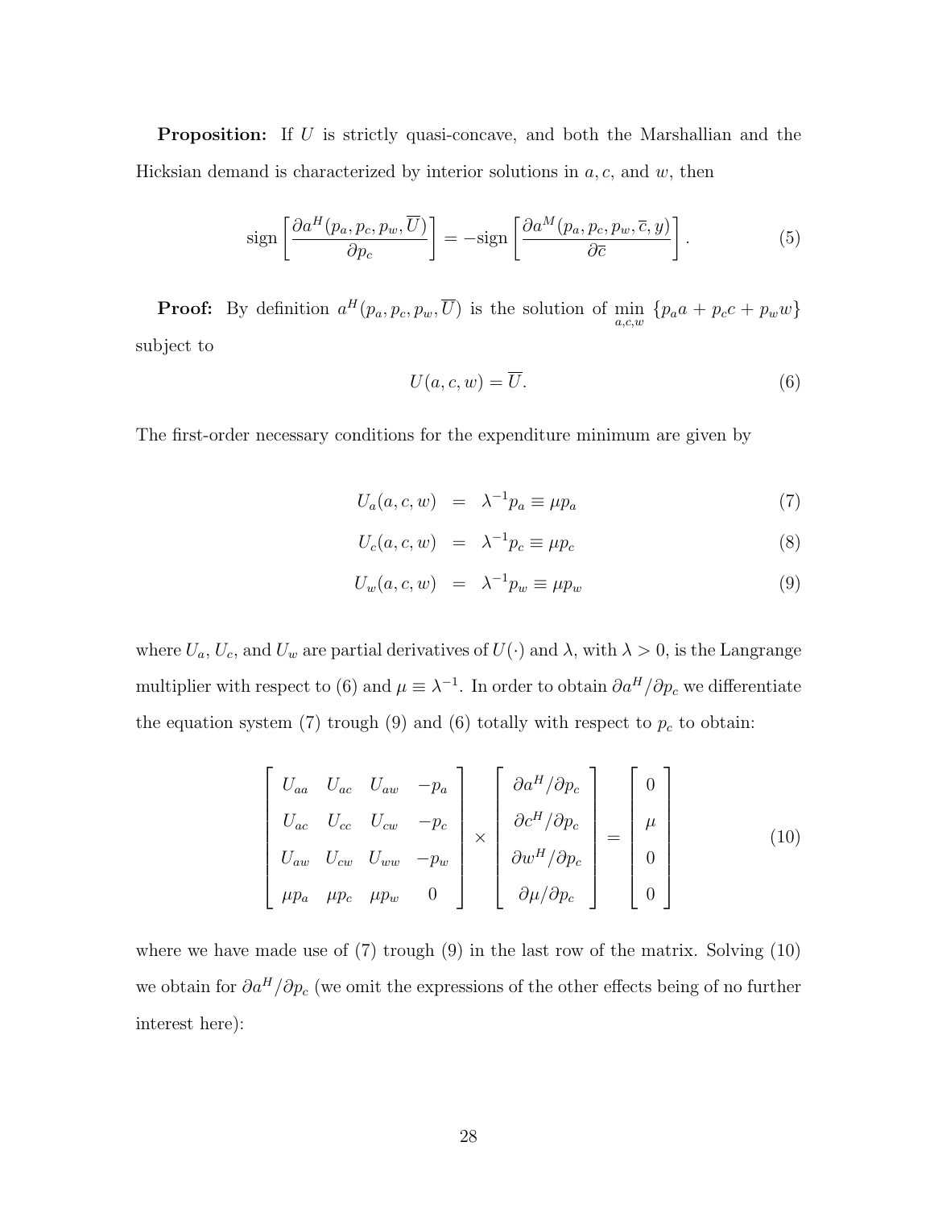**Proposition:** If $U$ is strictly quasi-concave, and both the Marshallian and the Hicksian demand is characterized by interior solutions in $a, c$, and $w$, then

$$\text{sign}\left[\frac{\partial a^H(p_a, p_c, p_w, \overline{U})}{\partial p_c}\right] = -\text{sign}\left[\frac{\partial a^M(p_a, p_c, p_w, \overline{c}, y)}{\partial \overline{c}}\right]. \tag{5}$$

**Proof:** By definition $a^H(p_a, p_c, p_w, \overline{U})$ is the solution of $\min\limits_{a,c,w} \{p_a a + p_c c + p_w w\}$ subject to

$$U(a, c, w) = \overline{U}. \tag{6}$$

The first-order necessary conditions for the expenditure minimum are given by

$$U_a(a, c, w) = \lambda^{-1} p_a \equiv \mu p_a \tag{7}$$

$$U_c(a, c, w) = \lambda^{-1} p_c \equiv \mu p_c \tag{8}$$

$$U_w(a, c, w) = \lambda^{-1} p_w \equiv \mu p_w \tag{9}$$

where $U_a$, $U_c$, and $U_w$ are partial derivatives of $U(\cdot)$ and $\lambda$, with $\lambda > 0$, is the Langrange multiplier with respect to (6) and $\mu \equiv \lambda^{-1}$. In order to obtain $\partial a^H/\partial p_c$ we differentiate the equation system (7) trough (9) and (6) totally with respect to $p_c$ to obtain:

$$\begin{bmatrix} U_{aa} & U_{ac} & U_{aw} & -p_a \\ U_{ac} & U_{cc} & U_{cw} & -p_c \\ U_{aw} & U_{cw} & U_{ww} & -p_w \\ \mu p_a & \mu p_c & \mu p_w & 0 \end{bmatrix} \times \begin{bmatrix} \partial a^H/\partial p_c \\ \partial c^H/\partial p_c \\ \partial w^H/\partial p_c \\ \partial \mu/\partial p_c \end{bmatrix} = \begin{bmatrix} 0 \\ \mu \\ 0 \\ 0 \end{bmatrix} \tag{10}$$

where we have made use of (7) trough (9) in the last row of the matrix. Solving (10) we obtain for $\partial a^H/\partial p_c$ (we omit the expressions of the other effects being of no further interest here):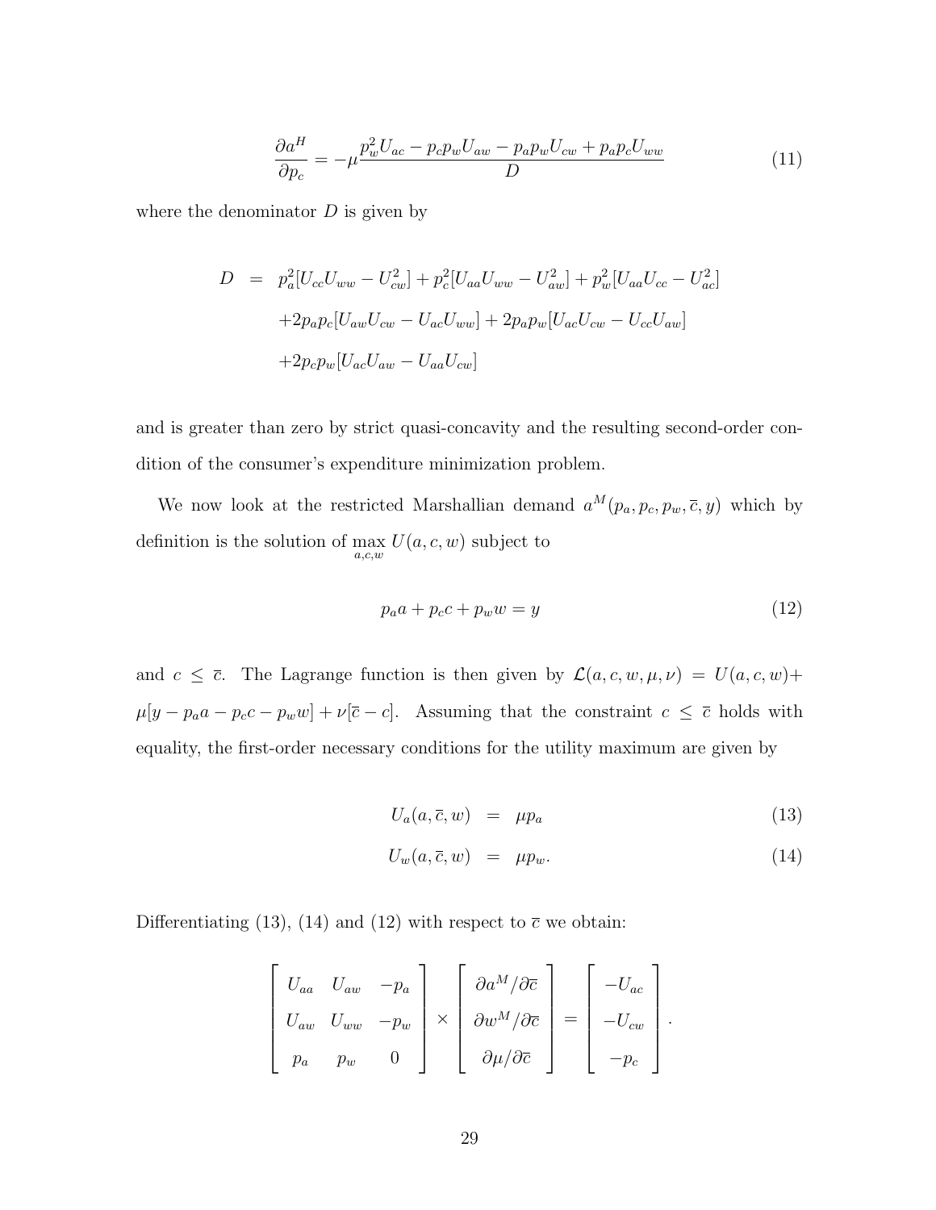$$\frac{\partial a^H}{\partial p_c} = -\mu \frac{p_w^2 U_{ac} - p_c p_w U_{aw} - p_a p_w U_{cw} + p_a p_c U_{ww}}{D} \tag{11}$$

where the denominator $D$ is given by

$$\begin{aligned} D &= p_a^2[U_{cc}U_{ww} - U_{cw}^2] + p_c^2[U_{aa}U_{ww} - U_{aw}^2] + p_w^2[U_{aa}U_{cc} - U_{ac}^2] \\ &\quad + 2p_a p_c[U_{aw}U_{cw} - U_{ac}U_{ww}] + 2p_a p_w[U_{ac}U_{cw} - U_{cc}U_{aw}] \\ &\quad + 2p_c p_w[U_{ac}U_{aw} - U_{aa}U_{cw}] \end{aligned}$$

and is greater than zero by strict quasi-concavity and the resulting second-order condition of the consumer's expenditure minimization problem.

We now look at the restricted Marshallian demand $a^M(p_a, p_c, p_w, \bar{c}, y)$ which by definition is the solution of $\max\limits_{a,c,w} U(a, c, w)$ subject to

$$p_a a + p_c c + p_w w = y \tag{12}$$

and $c \leq \bar{c}$. The Lagrange function is then given by $\mathcal{L}(a, c, w, \mu, \nu) = U(a, c, w) + \mu[y - p_a a - p_c c - p_w w] + \nu[\bar{c} - c]$. Assuming that the constraint $c \leq \bar{c}$ holds with equality, the first-order necessary conditions for the utility maximum are given by

$$U_a(a, \bar{c}, w) = \mu p_a \tag{13}$$

$$U_w(a, \bar{c}, w) = \mu p_w. \tag{14}$$

Differentiating (13), (14) and (12) with respect to $\bar{c}$ we obtain:

$$\begin{bmatrix} U_{aa} & U_{aw} & -p_a \\ U_{aw} & U_{ww} & -p_w \\ p_a & p_w & 0 \end{bmatrix} \times \begin{bmatrix} \partial a^M/\partial \bar{c} \\ \partial w^M/\partial \bar{c} \\ \partial \mu/\partial \bar{c} \end{bmatrix} = \begin{bmatrix} -U_{ac} \\ -U_{cw} \\ -p_c \end{bmatrix}.$$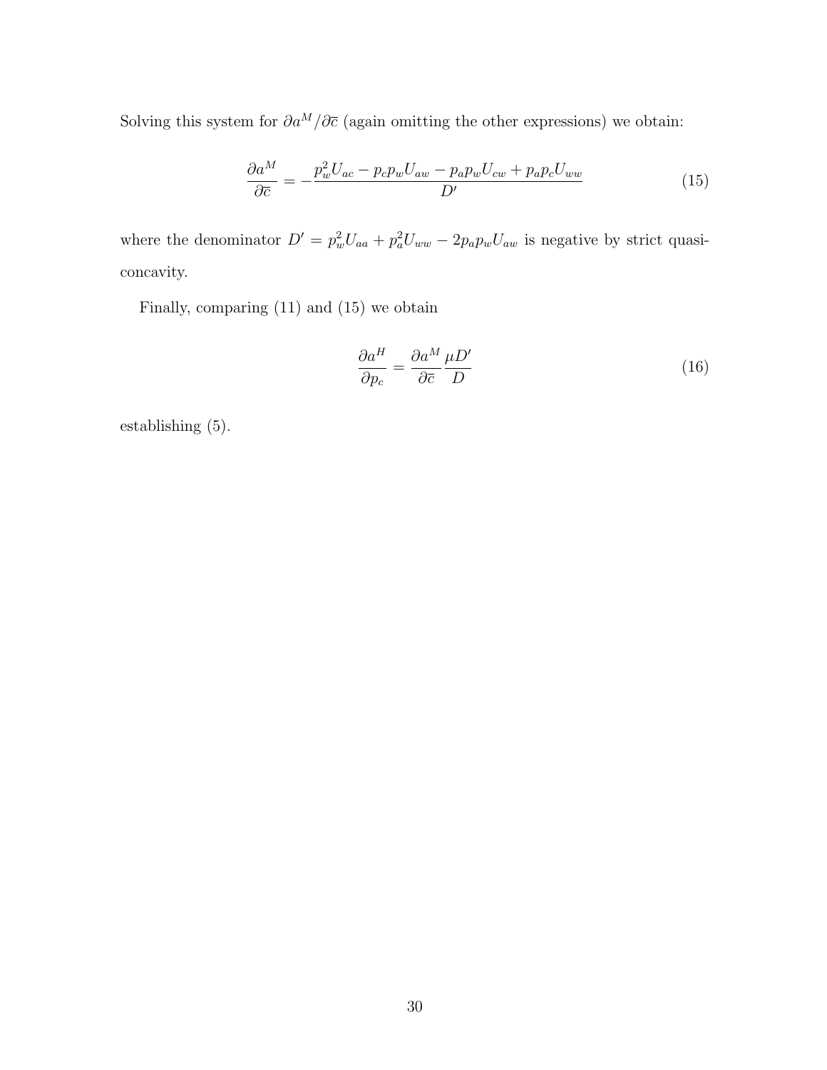Solving this system for $\partial a^M/\partial \overline{c}$ (again omitting the other expressions) we obtain:

$$\frac{\partial a^M}{\partial \overline{c}} = -\frac{p_w^2 U_{ac} - p_c p_w U_{aw} - p_a p_w U_{cw} + p_a p_c U_{ww}}{D'} \tag{15}$$

where the denominator $D' = p_w^2 U_{aa} + p_a^2 U_{ww} - 2p_a p_w U_{aw}$ is negative by strict quasi-concavity.

Finally, comparing (11) and (15) we obtain

$$\frac{\partial a^H}{\partial p_c} = \frac{\partial a^M}{\partial \overline{c}} \frac{\mu D'}{D} \tag{16}$$

establishing (5).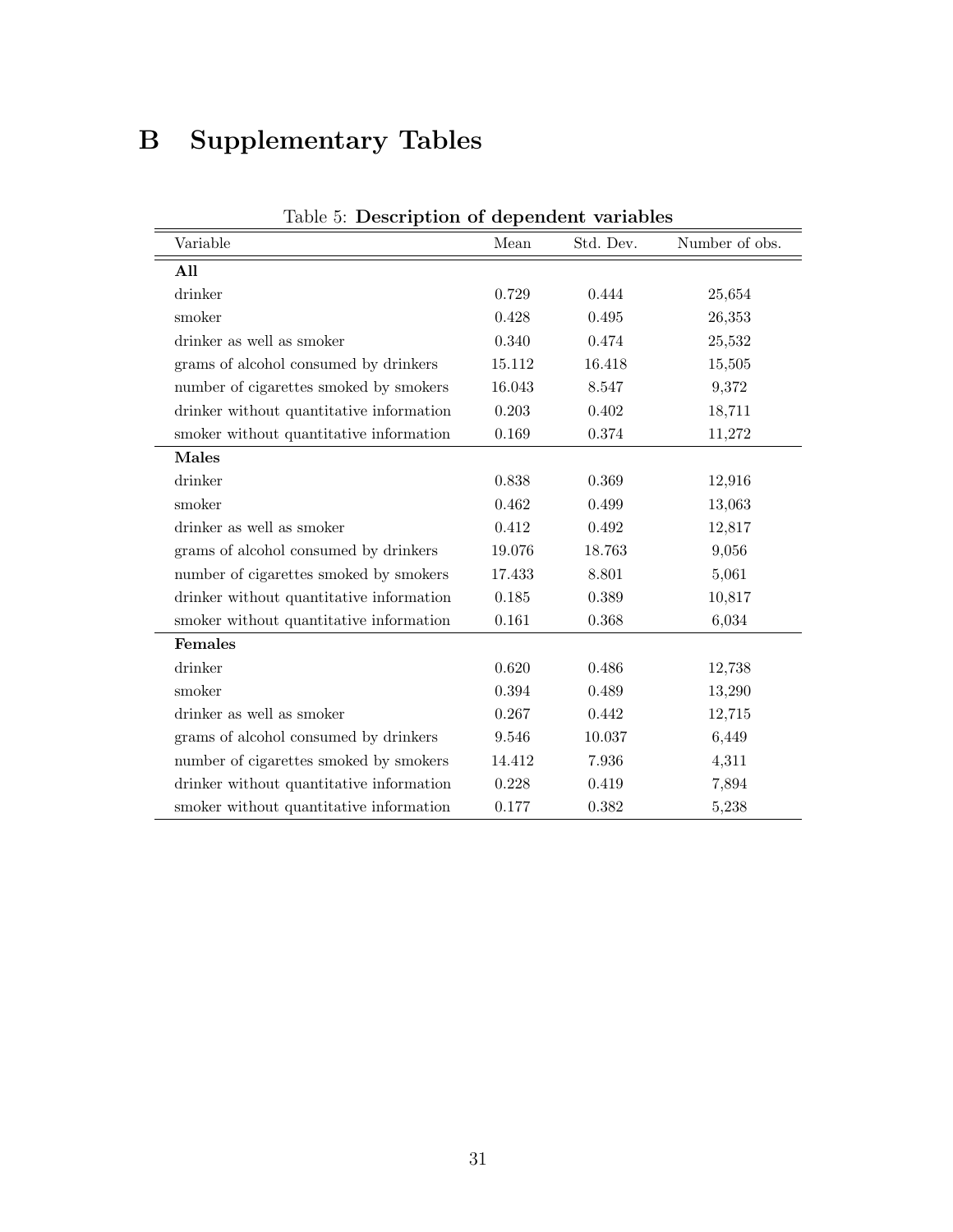# B Supplementary Tables

Table 5: **Description of dependent variables**

| Variable | Mean | Std. Dev. | Number of obs. |
|---|---|---|---|
| **All** | | | |
| drinker | 0.729 | 0.444 | 25,654 |
| smoker | 0.428 | 0.495 | 26,353 |
| drinker as well as smoker | 0.340 | 0.474 | 25,532 |
| grams of alcohol consumed by drinkers | 15.112 | 16.418 | 15,505 |
| number of cigarettes smoked by smokers | 16.043 | 8.547 | 9,372 |
| drinker without quantitative information | 0.203 | 0.402 | 18,711 |
| smoker without quantitative information | 0.169 | 0.374 | 11,272 |
| **Males** | | | |
| drinker | 0.838 | 0.369 | 12,916 |
| smoker | 0.462 | 0.499 | 13,063 |
| drinker as well as smoker | 0.412 | 0.492 | 12,817 |
| grams of alcohol consumed by drinkers | 19.076 | 18.763 | 9,056 |
| number of cigarettes smoked by smokers | 17.433 | 8.801 | 5,061 |
| drinker without quantitative information | 0.185 | 0.389 | 10,817 |
| smoker without quantitative information | 0.161 | 0.368 | 6,034 |
| **Females** | | | |
| drinker | 0.620 | 0.486 | 12,738 |
| smoker | 0.394 | 0.489 | 13,290 |
| drinker as well as smoker | 0.267 | 0.442 | 12,715 |
| grams of alcohol consumed by drinkers | 9.546 | 10.037 | 6,449 |
| number of cigarettes smoked by smokers | 14.412 | 7.936 | 4,311 |
| drinker without quantitative information | 0.228 | 0.419 | 7,894 |
| smoker without quantitative information | 0.177 | 0.382 | 5,238 |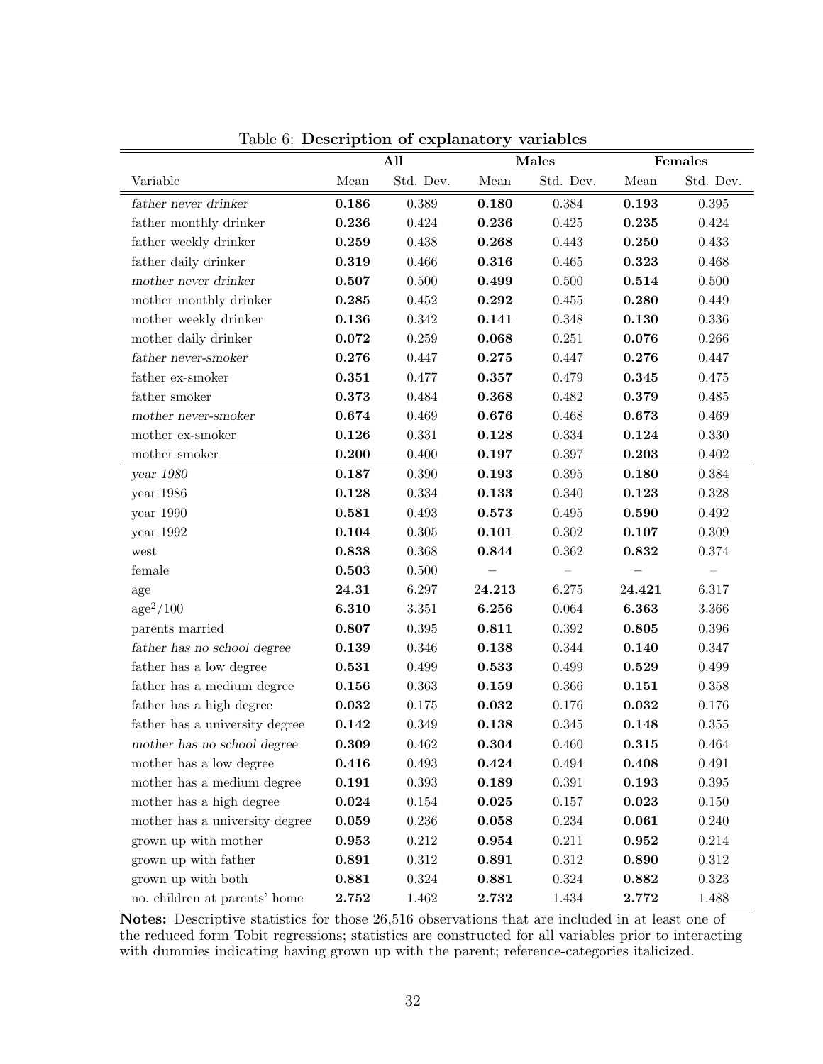Table 6: **Description of explanatory variables**

| | **All** | | **Males** | | **Females** | |
|---|---|---|---|---|---|---|
| Variable | Mean | Std. Dev. | Mean | Std. Dev. | Mean | Std. Dev. |
| *father never drinker* | **0.186** | 0.389 | **0.180** | 0.384 | **0.193** | 0.395 |
| father monthly drinker | **0.236** | 0.424 | **0.236** | 0.425 | **0.235** | 0.424 |
| father weekly drinker | **0.259** | 0.438 | **0.268** | 0.443 | **0.250** | 0.433 |
| father daily drinker | **0.319** | 0.466 | **0.316** | 0.465 | **0.323** | 0.468 |
| *mother never drinker* | **0.507** | 0.500 | **0.499** | 0.500 | **0.514** | 0.500 |
| mother monthly drinker | **0.285** | 0.452 | **0.292** | 0.455 | **0.280** | 0.449 |
| mother weekly drinker | **0.136** | 0.342 | **0.141** | 0.348 | **0.130** | 0.336 |
| mother daily drinker | **0.072** | 0.259 | **0.068** | 0.251 | **0.076** | 0.266 |
| *father never-smoker* | **0.276** | 0.447 | **0.275** | 0.447 | **0.276** | 0.447 |
| father ex-smoker | **0.351** | 0.477 | **0.357** | 0.479 | **0.345** | 0.475 |
| father smoker | **0.373** | 0.484 | **0.368** | 0.482 | **0.379** | 0.485 |
| *mother never-smoker* | **0.674** | 0.469 | **0.676** | 0.468 | **0.673** | 0.469 |
| mother ex-smoker | **0.126** | 0.331 | **0.128** | 0.334 | **0.124** | 0.330 |
| mother smoker | **0.200** | 0.400 | **0.197** | 0.397 | **0.203** | 0.402 |
| *year 1980* | **0.187** | 0.390 | **0.193** | 0.395 | **0.180** | 0.384 |
| year 1986 | **0.128** | 0.334 | **0.133** | 0.340 | **0.123** | 0.328 |
| year 1990 | **0.581** | 0.493 | **0.573** | 0.495 | **0.590** | 0.492 |
| year 1992 | **0.104** | 0.305 | **0.101** | 0.302 | **0.107** | 0.309 |
| west | **0.838** | 0.368 | **0.844** | 0.362 | **0.832** | 0.374 |
| female | **0.503** | 0.500 | – | – | – | – |
| age | **24.31** | 6.297 | **24.213** | 6.275 | **24.421** | 6.317 |
| $\text{age}^2/100$ | **6.310** | 3.351 | **6.256** | 0.064 | **6.363** | 3.366 |
| parents married | **0.807** | 0.395 | **0.811** | 0.392 | **0.805** | 0.396 |
| *father has no school degree* | **0.139** | 0.346 | **0.138** | 0.344 | **0.140** | 0.347 |
| father has a low degree | **0.531** | 0.499 | **0.533** | 0.499 | **0.529** | 0.499 |
| father has a medium degree | **0.156** | 0.363 | **0.159** | 0.366 | **0.151** | 0.358 |
| father has a high degree | **0.032** | 0.175 | **0.032** | 0.176 | **0.032** | 0.176 |
| father has a university degree | **0.142** | 0.349 | **0.138** | 0.345 | **0.148** | 0.355 |
| *mother has no school degree* | **0.309** | 0.462 | **0.304** | 0.460 | **0.315** | 0.464 |
| mother has a low degree | **0.416** | 0.493 | **0.424** | 0.494 | **0.408** | 0.491 |
| mother has a medium degree | **0.191** | 0.393 | **0.189** | 0.391 | **0.193** | 0.395 |
| mother has a high degree | **0.024** | 0.154 | **0.025** | 0.157 | **0.023** | 0.150 |
| mother has a university degree | **0.059** | 0.236 | **0.058** | 0.234 | **0.061** | 0.240 |
| grown up with mother | **0.953** | 0.212 | **0.954** | 0.211 | **0.952** | 0.214 |
| grown up with father | **0.891** | 0.312 | **0.891** | 0.312 | **0.890** | 0.312 |
| grown up with both | **0.881** | 0.324 | **0.881** | 0.324 | **0.882** | 0.323 |
| no. children at parents' home | **2.752** | 1.462 | **2.732** | 1.434 | **2.772** | 1.488 |

**Notes:** Descriptive statistics for those 26,516 observations that are included in at least one of the reduced form Tobit regressions; statistics are constructed for all variables prior to interacting with dummies indicating having grown up with the parent; reference-categories italicized.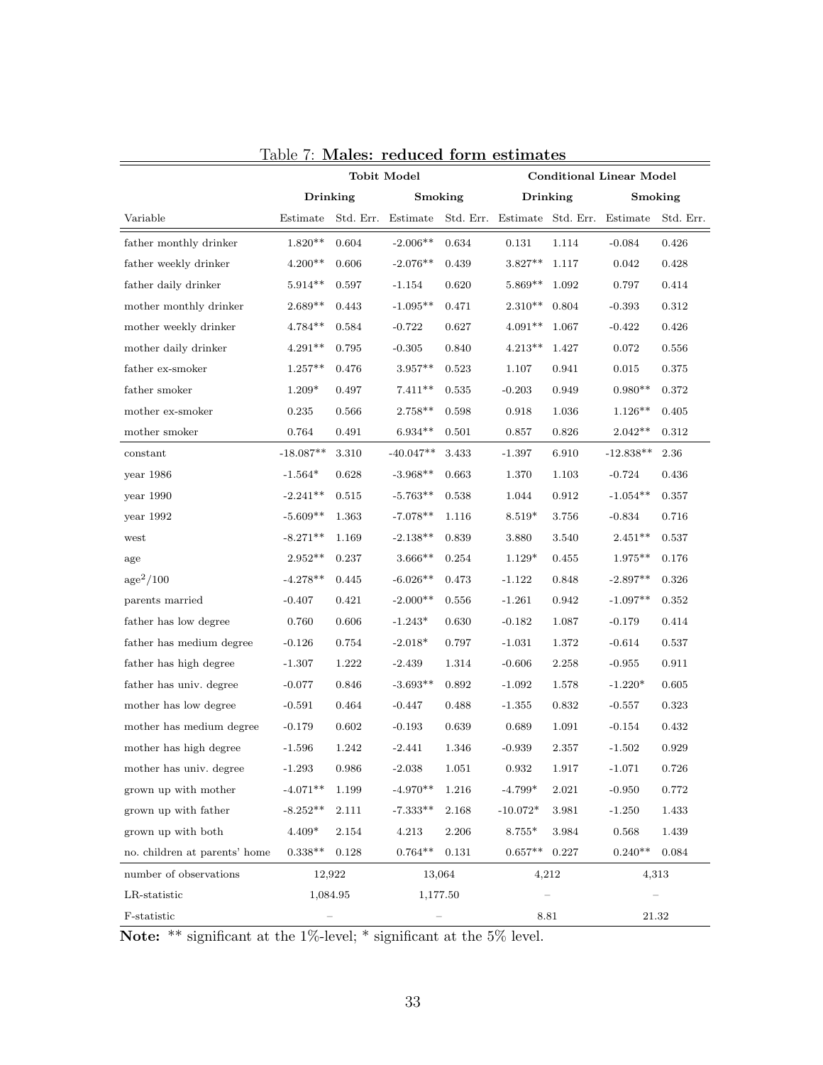Table 7: **Males: reduced form estimates**

| | Tobit Model | | | | Conditional Linear Model | | | |
|---|---|---|---|---|---|---|---|---|
| | Drinking | | Smoking | | Drinking | | Smoking | |
| Variable | Estimate | Std. Err. | Estimate | Std. Err. | Estimate | Std. Err. | Estimate | Std. Err. |
| father monthly drinker | 1.820** | 0.604 | -2.006** | 0.634 | 0.131 | 1.114 | -0.084 | 0.426 |
| father weekly drinker | 4.200** | 0.606 | -2.076** | 0.439 | 3.827** | 1.117 | 0.042 | 0.428 |
| father daily drinker | 5.914** | 0.597 | -1.154 | 0.620 | 5.869** | 1.092 | 0.797 | 0.414 |
| mother monthly drinker | 2.689** | 0.443 | -1.095** | 0.471 | 2.310** | 0.804 | -0.393 | 0.312 |
| mother weekly drinker | 4.784** | 0.584 | -0.722 | 0.627 | 4.091** | 1.067 | -0.422 | 0.426 |
| mother daily drinker | 4.291** | 0.795 | -0.305 | 0.840 | 4.213** | 1.427 | 0.072 | 0.556 |
| father ex-smoker | 1.257** | 0.476 | 3.957** | 0.523 | 1.107 | 0.941 | 0.015 | 0.375 |
| father smoker | 1.209* | 0.497 | 7.411** | 0.535 | -0.203 | 0.949 | 0.980** | 0.372 |
| mother ex-smoker | 0.235 | 0.566 | 2.758** | 0.598 | 0.918 | 1.036 | 1.126** | 0.405 |
| mother smoker | 0.764 | 0.491 | 6.934** | 0.501 | 0.857 | 0.826 | 2.042** | 0.312 |
| constant | -18.087** | 3.310 | -40.047** | 3.433 | -1.397 | 6.910 | -12.838** | 2.36 |
| year 1986 | -1.564* | 0.628 | -3.968** | 0.663 | 1.370 | 1.103 | -0.724 | 0.436 |
| year 1990 | -2.241** | 0.515 | -5.763** | 0.538 | 1.044 | 0.912 | -1.054** | 0.357 |
| year 1992 | -5.609** | 1.363 | -7.078** | 1.116 | 8.519* | 3.756 | -0.834 | 0.716 |
| west | -8.271** | 1.169 | -2.138** | 0.839 | 3.880 | 3.540 | 2.451** | 0.537 |
| age | 2.952** | 0.237 | 3.666** | 0.254 | 1.129* | 0.455 | 1.975** | 0.176 |
| $\text{age}^2/100$ | -4.278** | 0.445 | -6.026** | 0.473 | -1.122 | 0.848 | -2.897** | 0.326 |
| parents married | -0.407 | 0.421 | -2.000** | 0.556 | -1.261 | 0.942 | -1.097** | 0.352 |
| father has low degree | 0.760 | 0.606 | -1.243* | 0.630 | -0.182 | 1.087 | -0.179 | 0.414 |
| father has medium degree | -0.126 | 0.754 | -2.018* | 0.797 | -1.031 | 1.372 | -0.614 | 0.537 |
| father has high degree | -1.307 | 1.222 | -2.439 | 1.314 | -0.606 | 2.258 | -0.955 | 0.911 |
| father has univ. degree | -0.077 | 0.846 | -3.693** | 0.892 | -1.092 | 1.578 | -1.220* | 0.605 |
| mother has low degree | -0.591 | 0.464 | -0.447 | 0.488 | -1.355 | 0.832 | -0.557 | 0.323 |
| mother has medium degree | -0.179 | 0.602 | -0.193 | 0.639 | 0.689 | 1.091 | -0.154 | 0.432 |
| mother has high degree | -1.596 | 1.242 | -2.441 | 1.346 | -0.939 | 2.357 | -1.502 | 0.929 |
| mother has univ. degree | -1.293 | 0.986 | -2.038 | 1.051 | 0.932 | 1.917 | -1.071 | 0.726 |
| grown up with mother | -4.071** | 1.199 | -4.970** | 1.216 | -4.799* | 2.021 | -0.950 | 0.772 |
| grown up with father | -8.252** | 2.111 | -7.333** | 2.168 | -10.072* | 3.981 | -1.250 | 1.433 |
| grown up with both | 4.409* | 2.154 | 4.213 | 2.206 | 8.755* | 3.984 | 0.568 | 1.439 |
| no. children at parents' home | 0.338** | 0.128 | 0.764** | 0.131 | 0.657** | 0.227 | 0.240** | 0.084 |
| number of observations | 12,922 | | 13,064 | | 4,212 | | 4,313 | |
| LR-statistic | 1,084.95 | | 1,177.50 | | – | | – | |
| F-statistic | – | | – | | 8.81 | | 21.32 | |

**Note:** ** significant at the 1%-level; * significant at the 5% level.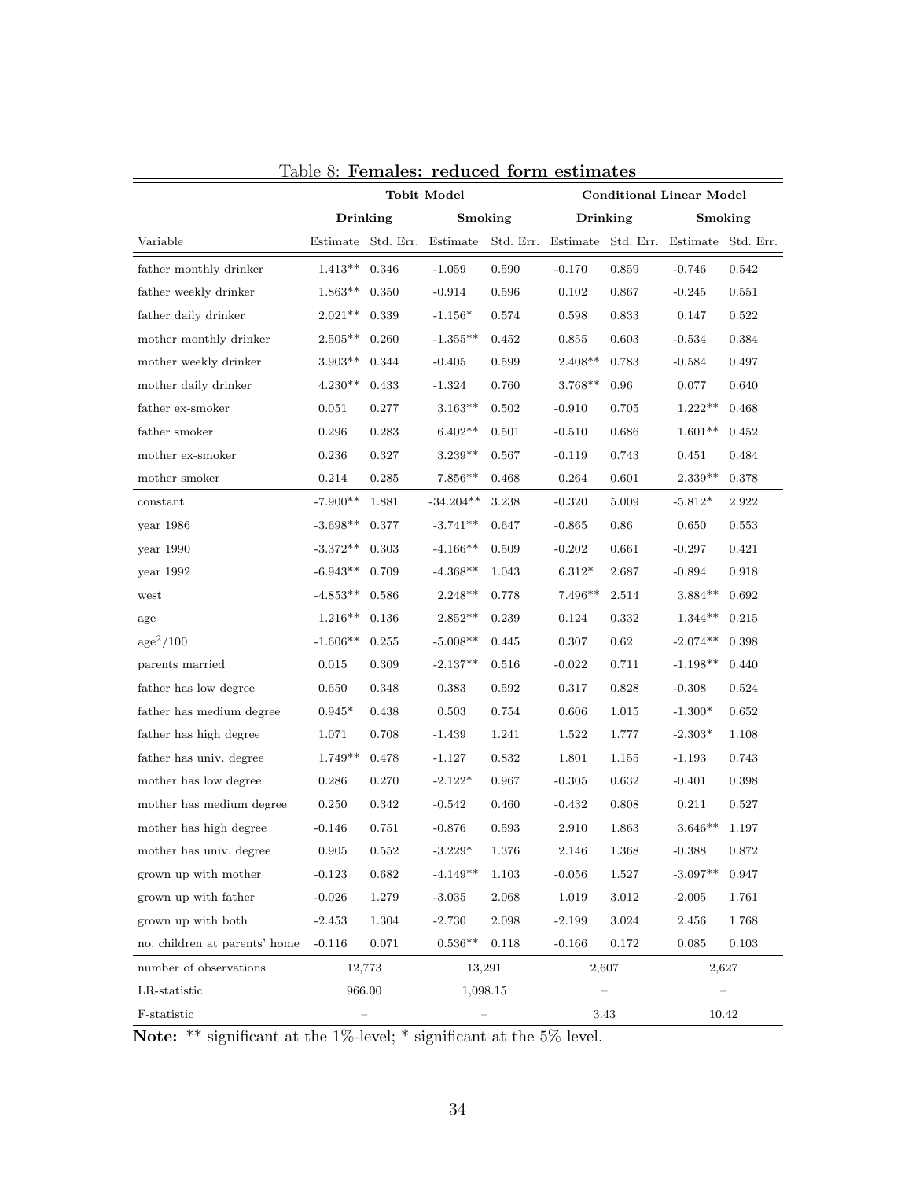Table 8: **Females: reduced form estimates**

| | Tobit Model | | | | Conditional Linear Model | | | |
|---|---|---|---|---|---|---|---|---|
| | Drinking | | Smoking | | Drinking | | Smoking | |
| Variable | Estimate | Std. Err. | Estimate | Std. Err. | Estimate | Std. Err. | Estimate | Std. Err. |
| father monthly drinker | 1.413** | 0.346 | -1.059 | 0.590 | -0.170 | 0.859 | -0.746 | 0.542 |
| father weekly drinker | 1.863** | 0.350 | -0.914 | 0.596 | 0.102 | 0.867 | -0.245 | 0.551 |
| father daily drinker | 2.021** | 0.339 | -1.156* | 0.574 | 0.598 | 0.833 | 0.147 | 0.522 |
| mother monthly drinker | 2.505** | 0.260 | -1.355** | 0.452 | 0.855 | 0.603 | -0.534 | 0.384 |
| mother weekly drinker | 3.903** | 0.344 | -0.405 | 0.599 | 2.408** | 0.783 | -0.584 | 0.497 |
| mother daily drinker | 4.230** | 0.433 | -1.324 | 0.760 | 3.768** | 0.96 | 0.077 | 0.640 |
| father ex-smoker | 0.051 | 0.277 | 3.163** | 0.502 | -0.910 | 0.705 | 1.222** | 0.468 |
| father smoker | 0.296 | 0.283 | 6.402** | 0.501 | -0.510 | 0.686 | 1.601** | 0.452 |
| mother ex-smoker | 0.236 | 0.327 | 3.239** | 0.567 | -0.119 | 0.743 | 0.451 | 0.484 |
| mother smoker | 0.214 | 0.285 | 7.856** | 0.468 | 0.264 | 0.601 | 2.339** | 0.378 |
| constant | -7.900** | 1.881 | -34.204** | 3.238 | -0.320 | 5.009 | -5.812* | 2.922 |
| year 1986 | -3.698** | 0.377 | -3.741** | 0.647 | -0.865 | 0.86 | 0.650 | 0.553 |
| year 1990 | -3.372** | 0.303 | -4.166** | 0.509 | -0.202 | 0.661 | -0.297 | 0.421 |
| year 1992 | -6.943** | 0.709 | -4.368** | 1.043 | 6.312* | 2.687 | -0.894 | 0.918 |
| west | -4.853** | 0.586 | 2.248** | 0.778 | 7.496** | 2.514 | 3.884** | 0.692 |
| age | 1.216** | 0.136 | 2.852** | 0.239 | 0.124 | 0.332 | 1.344** | 0.215 |
| $\text{age}^2/100$ | -1.606** | 0.255 | -5.008** | 0.445 | 0.307 | 0.62 | -2.074** | 0.398 |
| parents married | 0.015 | 0.309 | -2.137** | 0.516 | -0.022 | 0.711 | -1.198** | 0.440 |
| father has low degree | 0.650 | 0.348 | 0.383 | 0.592 | 0.317 | 0.828 | -0.308 | 0.524 |
| father has medium degree | 0.945* | 0.438 | 0.503 | 0.754 | 0.606 | 1.015 | -1.300* | 0.652 |
| father has high degree | 1.071 | 0.708 | -1.439 | 1.241 | 1.522 | 1.777 | -2.303* | 1.108 |
| father has univ. degree | 1.749** | 0.478 | -1.127 | 0.832 | 1.801 | 1.155 | -1.193 | 0.743 |
| mother has low degree | 0.286 | 0.270 | -2.122* | 0.967 | -0.305 | 0.632 | -0.401 | 0.398 |
| mother has medium degree | 0.250 | 0.342 | -0.542 | 0.460 | -0.432 | 0.808 | 0.211 | 0.527 |
| mother has high degree | -0.146 | 0.751 | -0.876 | 0.593 | 2.910 | 1.863 | 3.646** | 1.197 |
| mother has univ. degree | 0.905 | 0.552 | -3.229* | 1.376 | 2.146 | 1.368 | -0.388 | 0.872 |
| grown up with mother | -0.123 | 0.682 | -4.149** | 1.103 | -0.056 | 1.527 | -3.097** | 0.947 |
| grown up with father | -0.026 | 1.279 | -3.035 | 2.068 | 1.019 | 3.012 | -2.005 | 1.761 |
| grown up with both | -2.453 | 1.304 | -2.730 | 2.098 | -2.199 | 3.024 | 2.456 | 1.768 |
| no. children at parents' home | -0.116 | 0.071 | 0.536** | 0.118 | -0.166 | 0.172 | 0.085 | 0.103 |
| number of observations | 12,773 | | 13,291 | | 2,607 | | 2,627 | |
| LR-statistic | 966.00 | | 1,098.15 | | – | | – | |
| F-statistic | – | | – | | 3.43 | | 10.42 | |

**Note:** ** significant at the 1%-level; * significant at the 5% level.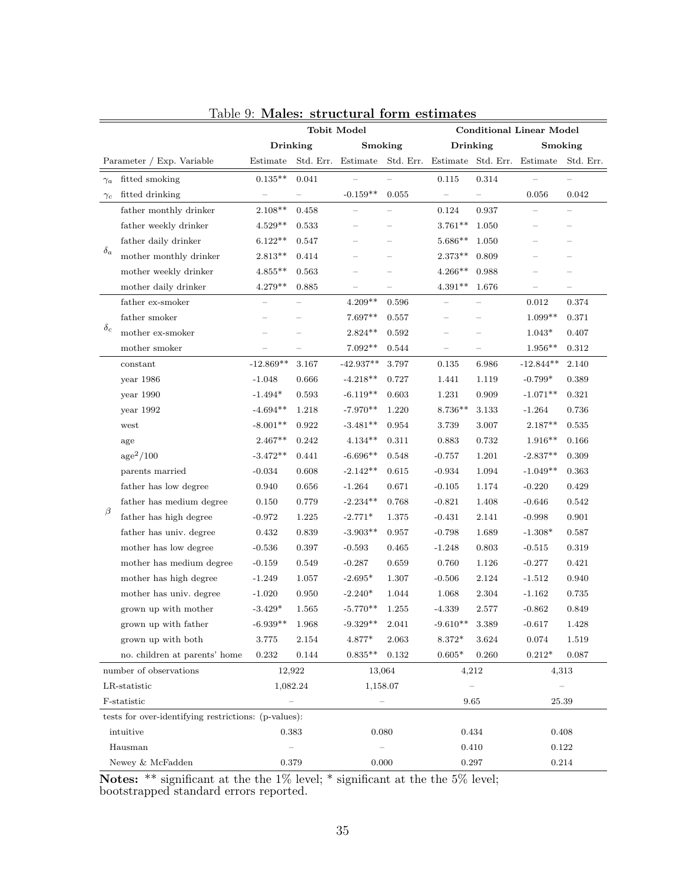Table 9: **Males: structural form estimates**

| | | Tobit Model | | | | Conditional Linear Model | | | |
|---|---|---|---|---|---|---|---|---|---|
| | | Drinking | | Smoking | | Drinking | | Smoking | |
| | Parameter / Exp. Variable | Estimate | Std. Err. | Estimate | Std. Err. | Estimate | Std. Err. | Estimate | Std. Err. |
| $\gamma_a$ | fitted smoking | 0.135** | 0.041 | – | – | 0.115 | 0.314 | – | – |
| $\gamma_c$ | fitted drinking | – | – | -0.159** | 0.055 | – | – | 0.056 | 0.042 |
| $\delta_a$ | father monthly drinker | 2.108** | 0.458 | – | – | 0.124 | 0.937 | – | – |
| | father weekly drinker | 4.529** | 0.533 | – | – | 3.761** | 1.050 | – | – |
| | father daily drinker | 6.122** | 0.547 | – | – | 5.686** | 1.050 | – | – |
| | mother monthly drinker | 2.813** | 0.414 | – | – | 2.373** | 0.809 | – | – |
| | mother weekly drinker | 4.855** | 0.563 | – | – | 4.266** | 0.988 | – | – |
| | mother daily drinker | 4.279** | 0.885 | – | – | 4.391** | 1.676 | – | – |
| $\delta_c$ | father ex-smoker | – | – | 4.209** | 0.596 | – | – | 0.012 | 0.374 |
| | father smoker | – | – | 7.697** | 0.557 | – | – | 1.099** | 0.371 |
| | mother ex-smoker | – | – | 2.824** | 0.592 | – | – | 1.043* | 0.407 |
| | mother smoker | – | – | 7.092** | 0.544 | – | – | 1.956** | 0.312 |
| $\beta$ | constant | -12.869** | 3.167 | -42.937** | 3.797 | 0.135 | 6.986 | -12.844** | 2.140 |
| | year 1986 | -1.048 | 0.666 | -4.218** | 0.727 | 1.441 | 1.119 | -0.799* | 0.389 |
| | year 1990 | -1.494* | 0.593 | -6.119** | 0.603 | 1.231 | 0.909 | -1.071** | 0.321 |
| | year 1992 | -4.694** | 1.218 | -7.970** | 1.220 | 8.736** | 3.133 | -1.264 | 0.736 |
| | west | -8.001** | 0.922 | -3.481** | 0.954 | 3.739 | 3.007 | 2.187** | 0.535 |
| | age | 2.467** | 0.242 | 4.134** | 0.311 | 0.883 | 0.732 | 1.916** | 0.166 |
| | $\text{age}^2/100$ | -3.472** | 0.441 | -6.696** | 0.548 | -0.757 | 1.201 | -2.837** | 0.309 |
| | parents married | -0.034 | 0.608 | -2.142** | 0.615 | -0.934 | 1.094 | -1.049** | 0.363 |
| | father has low degree | 0.940 | 0.656 | -1.264 | 0.671 | -0.105 | 1.174 | -0.220 | 0.429 |
| | father has medium degree | 0.150 | 0.779 | -2.234** | 0.768 | -0.821 | 1.408 | -0.646 | 0.542 |
| | father has high degree | -0.972 | 1.225 | -2.771* | 1.375 | -0.431 | 2.141 | -0.998 | 0.901 |
| | father has univ. degree | 0.432 | 0.839 | -3.903** | 0.957 | -0.798 | 1.689 | -1.308* | 0.587 |
| | mother has low degree | -0.536 | 0.397 | -0.593 | 0.465 | -1.248 | 0.803 | -0.515 | 0.319 |
| | mother has medium degree | -0.159 | 0.549 | -0.287 | 0.659 | 0.760 | 1.126 | -0.277 | 0.421 |
| | mother has high degree | -1.249 | 1.057 | -2.695* | 1.307 | -0.506 | 2.124 | -1.512 | 0.940 |
| | mother has univ. degree | -1.020 | 0.950 | -2.240* | 1.044 | 1.068 | 2.304 | -1.162 | 0.735 |
| | grown up with mother | -3.429* | 1.565 | -5.770** | 1.255 | -4.339 | 2.577 | -0.862 | 0.849 |
| | grown up with father | -6.939** | 1.968 | -9.329** | 2.041 | -9.610** | 3.389 | -0.617 | 1.428 |
| | grown up with both | 3.775 | 2.154 | 4.877* | 2.063 | 8.372* | 3.624 | 0.074 | 1.519 |
| | no. children at parents' home | 0.232 | 0.144 | 0.835** | 0.132 | 0.605* | 0.260 | 0.212* | 0.087 |
| | number of observations | 12,922 | | 13,064 | | 4,212 | | 4,313 | |
| | LR-statistic | 1,082.24 | | 1,158.07 | | – | | – | |
| | F-statistic | – | | – | | 9.65 | | 25.39 | |
| | tests for over-identifying restrictions: (p-values): | | | | | | | | |
| | intuitive | 0.383 | | 0.080 | | 0.434 | | 0.408 | |
| | Hausman | – | | – | | 0.410 | | 0.122 | |
| | Newey & McFadden | 0.379 | | 0.000 | | 0.297 | | 0.214 | |

**Notes:** ** significant at the the 1% level; * significant at the the 5% level; bootstrapped standard errors reported.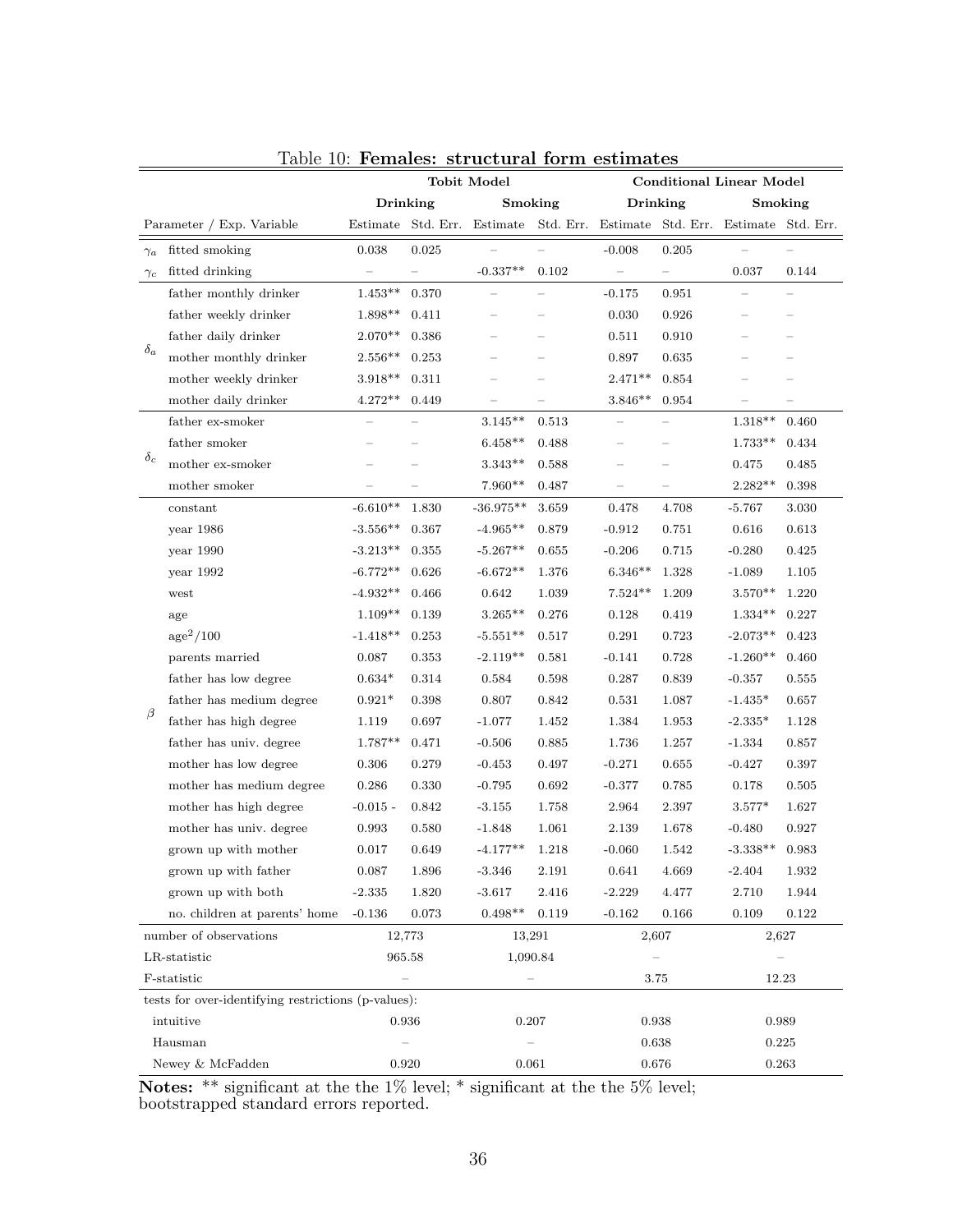Table 10: **Females: structural form estimates**

| | | Tobit Model | | | | Conditional Linear Model | | | |
|---|---|---|---|---|---|---|---|---|---|
| | | Drinking | | Smoking | | Drinking | | Smoking | |
| | Parameter / Exp. Variable | Estimate | Std. Err. | Estimate | Std. Err. | Estimate | Std. Err. | Estimate | Std. Err. |
| $\gamma_a$ | fitted smoking | 0.038 | 0.025 | – | – | -0.008 | 0.205 | – | – |
| $\gamma_c$ | fitted drinking | – | – | -0.337** | 0.102 | – | – | 0.037 | 0.144 |
| $\delta_a$ | father monthly drinker | 1.453** | 0.370 | – | – | -0.175 | 0.951 | – | – |
| | father weekly drinker | 1.898** | 0.411 | – | – | 0.030 | 0.926 | – | – |
| | father daily drinker | 2.070** | 0.386 | – | – | 0.511 | 0.910 | – | – |
| | mother monthly drinker | 2.556** | 0.253 | – | – | 0.897 | 0.635 | – | – |
| | mother weekly drinker | 3.918** | 0.311 | – | – | 2.471** | 0.854 | – | – |
| | mother daily drinker | 4.272** | 0.449 | – | – | 3.846** | 0.954 | – | – |
| $\delta_c$ | father ex-smoker | – | – | 3.145** | 0.513 | – | – | 1.318** | 0.460 |
| | father smoker | – | – | 6.458** | 0.488 | – | – | 1.733** | 0.434 |
| | mother ex-smoker | – | – | 3.343** | 0.588 | – | – | 0.475 | 0.485 |
| | mother smoker | – | – | 7.960** | 0.487 | – | – | 2.282** | 0.398 |
| $\beta$ | constant | -6.610** | 1.830 | -36.975** | 3.659 | 0.478 | 4.708 | -5.767 | 3.030 |
| | year 1986 | -3.556** | 0.367 | -4.965** | 0.879 | -0.912 | 0.751 | 0.616 | 0.613 |
| | year 1990 | -3.213** | 0.355 | -5.267** | 0.655 | -0.206 | 0.715 | -0.280 | 0.425 |
| | year 1992 | -6.772** | 0.626 | -6.672** | 1.376 | 6.346** | 1.328 | -1.089 | 1.105 |
| | west | -4.932** | 0.466 | 0.642 | 1.039 | 7.524** | 1.209 | 3.570** | 1.220 |
| | age | 1.109** | 0.139 | 3.265** | 0.276 | 0.128 | 0.419 | 1.334** | 0.227 |
| | $\text{age}^2/100$ | -1.418** | 0.253 | -5.551** | 0.517 | 0.291 | 0.723 | -2.073** | 0.423 |
| | parents married | 0.087 | 0.353 | -2.119** | 0.581 | -0.141 | 0.728 | -1.260** | 0.460 |
| | father has low degree | 0.634* | 0.314 | 0.584 | 0.598 | 0.287 | 0.839 | -0.357 | 0.555 |
| | father has medium degree | 0.921* | 0.398 | 0.807 | 0.842 | 0.531 | 1.087 | -1.435* | 0.657 |
| | father has high degree | 1.119 | 0.697 | -1.077 | 1.452 | 1.384 | 1.953 | -2.335* | 1.128 |
| | father has univ. degree | 1.787** | 0.471 | -0.506 | 0.885 | 1.736 | 1.257 | -1.334 | 0.857 |
| | mother has low degree | 0.306 | 0.279 | -0.453 | 0.497 | -0.271 | 0.655 | -0.427 | 0.397 |
| | mother has medium degree | 0.286 | 0.330 | -0.795 | 0.692 | -0.377 | 0.785 | 0.178 | 0.505 |
| | mother has high degree | -0.015 - | 0.842 | -3.155 | 1.758 | 2.964 | 2.397 | 3.577* | 1.627 |
| | mother has univ. degree | 0.993 | 0.580 | -1.848 | 1.061 | 2.139 | 1.678 | -0.480 | 0.927 |
| | grown up with mother | 0.017 | 0.649 | -4.177** | 1.218 | -0.060 | 1.542 | -3.338** | 0.983 |
| | grown up with father | 0.087 | 1.896 | -3.346 | 2.191 | 0.641 | 4.669 | -2.404 | 1.932 |
| | grown up with both | -2.335 | 1.820 | -3.617 | 2.416 | -2.229 | 4.477 | 2.710 | 1.944 |
| | no. children at parents' home | -0.136 | 0.073 | 0.498** | 0.119 | -0.162 | 0.166 | 0.109 | 0.122 |
| | number of observations | 12,773 | | 13,291 | | 2,607 | | 2,627 | |
| | LR-statistic | 965.58 | | 1,090.84 | | – | | – | |
| | F-statistic | – | | – | | 3.75 | | 12.23 | |
| | tests for over-identifying restrictions (p-values): | | | | | | | | |
| | intuitive | 0.936 | | 0.207 | | 0.938 | | 0.989 | |
| | Hausman | – | | – | | 0.638 | | 0.225 | |
| | Newey & McFadden | 0.920 | | 0.061 | | 0.676 | | 0.263 | |

**Notes:** ** significant at the the 1% level; * significant at the the 5% level; bootstrapped standard errors reported.